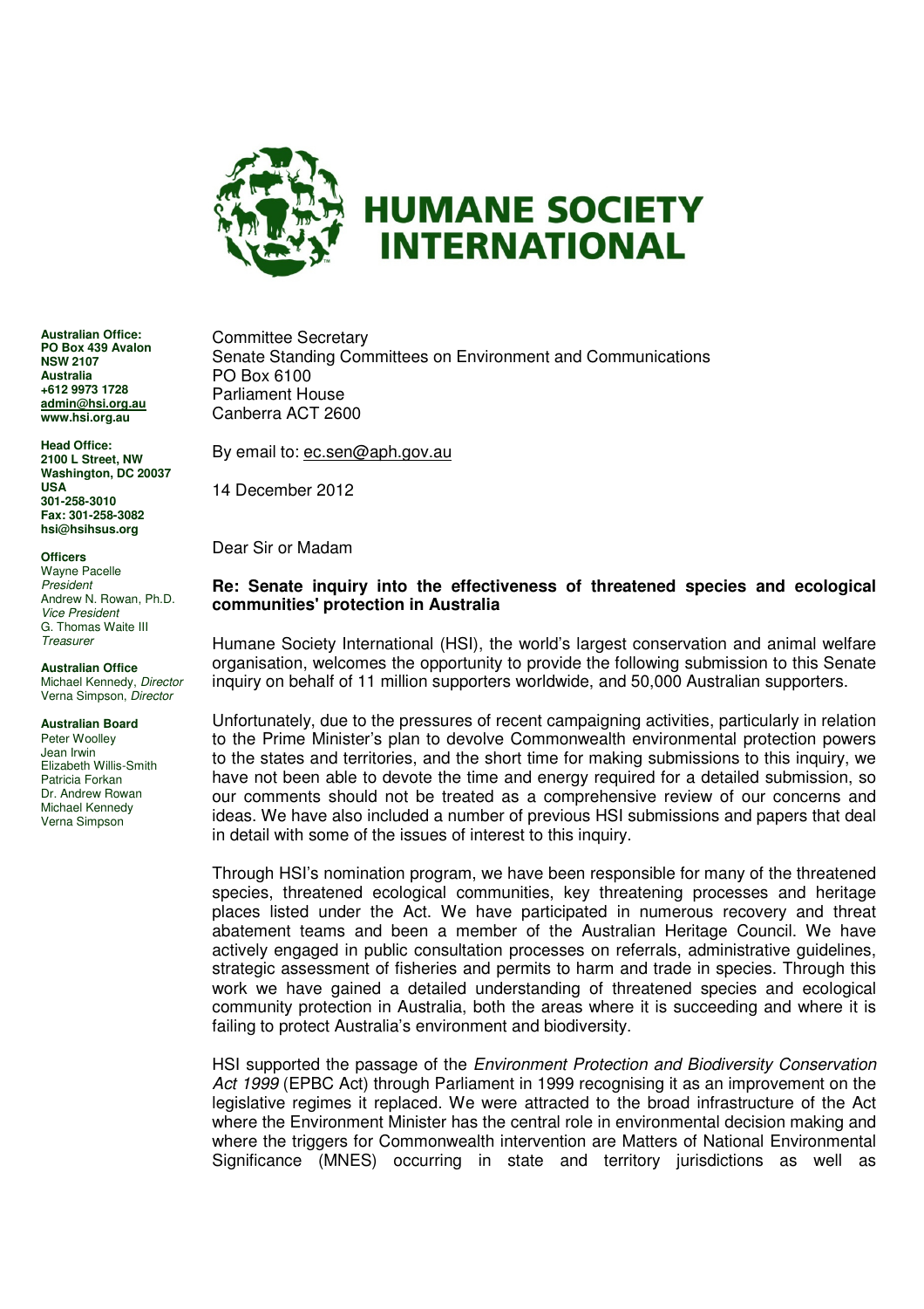# HUMANE SOCIETY INTERNATIONAL

**Australian Office:**
**PO Box 439 Avalon**
**NSW 2107**
**Australia**
**+612 9973 1728**
**admin@hsi.org.au**
**www.hsi.org.au**

**Head Office:**
**2100 L Street, NW**
**Washington, DC 20037**
**USA**
**301-258-3010**
**Fax: 301-258-3082**
**hsi@hsihsus.org**

**Officers**
Wayne Pacelle
*President*
Andrew N. Rowan, Ph.D.
*Vice President*
G. Thomas Waite III
*Treasurer*

**Australian Office**
Michael Kennedy, *Director*
Verna Simpson, *Director*

**Australian Board**
Peter Woolley
Jean Irwin
Elizabeth Willis-Smith
Patricia Forkan
Dr. Andrew Rowan
Michael Kennedy
Verna Simpson

Committee Secretary
Senate Standing Committees on Environment and Communications
PO Box 6100
Parliament House
Canberra ACT 2600

By email to: ec.sen@aph.gov.au

14 December 2012

Dear Sir or Madam

**Re: Senate inquiry into the effectiveness of threatened species and ecological communities' protection in Australia**

Humane Society International (HSI), the world's largest conservation and animal welfare organisation, welcomes the opportunity to provide the following submission to this Senate inquiry on behalf of 11 million supporters worldwide, and 50,000 Australian supporters.

Unfortunately, due to the pressures of recent campaigning activities, particularly in relation to the Prime Minister's plan to devolve Commonwealth environmental protection powers to the states and territories, and the short time for making submissions to this inquiry, we have not been able to devote the time and energy required for a detailed submission, so our comments should not be treated as a comprehensive review of our concerns and ideas. We have also included a number of previous HSI submissions and papers that deal in detail with some of the issues of interest to this inquiry.

Through HSI's nomination program, we have been responsible for many of the threatened species, threatened ecological communities, key threatening processes and heritage places listed under the Act. We have participated in numerous recovery and threat abatement teams and been a member of the Australian Heritage Council. We have actively engaged in public consultation processes on referrals, administrative guidelines, strategic assessment of fisheries and permits to harm and trade in species. Through this work we have gained a detailed understanding of threatened species and ecological community protection in Australia, both the areas where it is succeeding and where it is failing to protect Australia's environment and biodiversity.

HSI supported the passage of the *Environment Protection and Biodiversity Conservation Act 1999* (EPBC Act) through Parliament in 1999 recognising it as an improvement on the legislative regimes it replaced. We were attracted to the broad infrastructure of the Act where the Environment Minister has the central role in environmental decision making and where the triggers for Commonwealth intervention are Matters of National Environmental Significance (MNES) occurring in state and territory jurisdictions as well as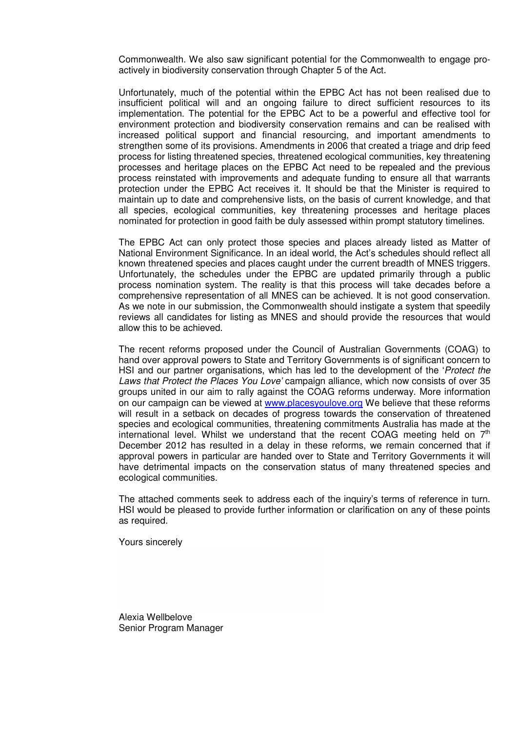Commonwealth. We also saw significant potential for the Commonwealth to engage pro-actively in biodiversity conservation through Chapter 5 of the Act.

Unfortunately, much of the potential within the EPBC Act has not been realised due to insufficient political will and an ongoing failure to direct sufficient resources to its implementation. The potential for the EPBC Act to be a powerful and effective tool for environment protection and biodiversity conservation remains and can be realised with increased political support and financial resourcing, and important amendments to strengthen some of its provisions. Amendments in 2006 that created a triage and drip feed process for listing threatened species, threatened ecological communities, key threatening processes and heritage places on the EPBC Act need to be repealed and the previous process reinstated with improvements and adequate funding to ensure all that warrants protection under the EPBC Act receives it. It should be that the Minister is required to maintain up to date and comprehensive lists, on the basis of current knowledge, and that all species, ecological communities, key threatening processes and heritage places nominated for protection in good faith be duly assessed within prompt statutory timelines.

The EPBC Act can only protect those species and places already listed as Matter of National Environment Significance. In an ideal world, the Act's schedules should reflect all known threatened species and places caught under the current breadth of MNES triggers. Unfortunately, the schedules under the EPBC are updated primarily through a public process nomination system. The reality is that this process will take decades before a comprehensive representation of all MNES can be achieved. It is not good conservation. As we note in our submission, the Commonwealth should instigate a system that speedily reviews all candidates for listing as MNES and should provide the resources that would allow this to be achieved.

The recent reforms proposed under the Council of Australian Governments (COAG) to hand over approval powers to State and Territory Governments is of significant concern to HSI and our partner organisations, which has led to the development of the '*Protect the Laws that Protect the Places You Love'* campaign alliance, which now consists of over 35 groups united in our aim to rally against the COAG reforms underway. More information on our campaign can be viewed at [www.placesyoulove.org](http://www.placesyoulove.org) We believe that these reforms will result in a setback on decades of progress towards the conservation of threatened species and ecological communities, threatening commitments Australia has made at the international level. Whilst we understand that the recent COAG meeting held on 7th December 2012 has resulted in a delay in these reforms, we remain concerned that if approval powers in particular are handed over to State and Territory Governments it will have detrimental impacts on the conservation status of many threatened species and ecological communities.

The attached comments seek to address each of the inquiry's terms of reference in turn. HSI would be pleased to provide further information or clarification on any of these points as required.

Yours sincerely

Alexia Wellbelove  
Senior Program Manager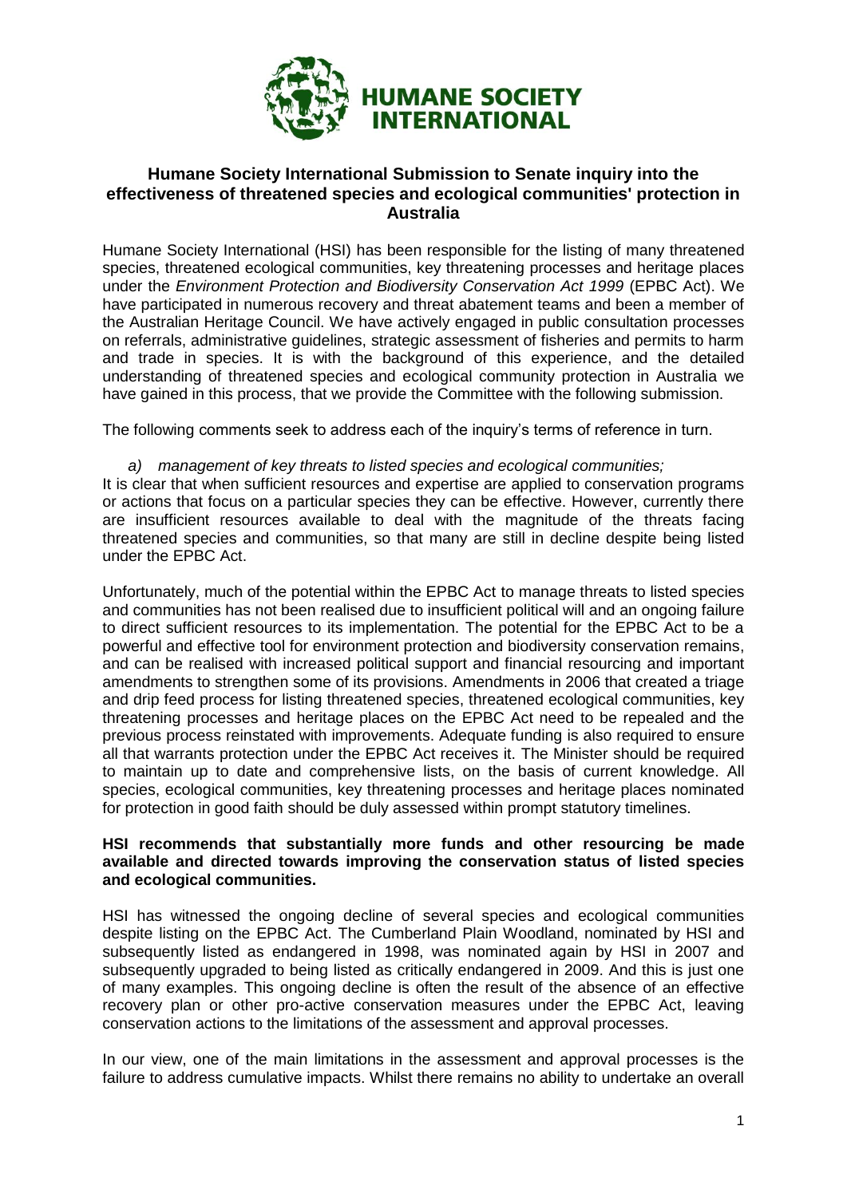# Humane Society International Submission to Senate inquiry into the effectiveness of threatened species and ecological communities' protection in Australia

Humane Society International (HSI) has been responsible for the listing of many threatened species, threatened ecological communities, key threatening processes and heritage places under the *Environment Protection and Biodiversity Conservation Act 1999* (EPBC Act). We have participated in numerous recovery and threat abatement teams and been a member of the Australian Heritage Council. We have actively engaged in public consultation processes on referrals, administrative guidelines, strategic assessment of fisheries and permits to harm and trade in species. It is with the background of this experience, and the detailed understanding of threatened species and ecological community protection in Australia we have gained in this process, that we provide the Committee with the following submission.

The following comments seek to address each of the inquiry's terms of reference in turn.

*a) management of key threats to listed species and ecological communities;*

It is clear that when sufficient resources and expertise are applied to conservation programs or actions that focus on a particular species they can be effective. However, currently there are insufficient resources available to deal with the magnitude of the threats facing threatened species and communities, so that many are still in decline despite being listed under the EPBC Act.

Unfortunately, much of the potential within the EPBC Act to manage threats to listed species and communities has not been realised due to insufficient political will and an ongoing failure to direct sufficient resources to its implementation. The potential for the EPBC Act to be a powerful and effective tool for environment protection and biodiversity conservation remains, and can be realised with increased political support and financial resourcing and important amendments to strengthen some of its provisions. Amendments in 2006 that created a triage and drip feed process for listing threatened species, threatened ecological communities, key threatening processes and heritage places on the EPBC Act need to be repealed and the previous process reinstated with improvements. Adequate funding is also required to ensure all that warrants protection under the EPBC Act receives it. The Minister should be required to maintain up to date and comprehensive lists, on the basis of current knowledge. All species, ecological communities, key threatening processes and heritage places nominated for protection in good faith should be duly assessed within prompt statutory timelines.

**HSI recommends that substantially more funds and other resourcing be made available and directed towards improving the conservation status of listed species and ecological communities.**

HSI has witnessed the ongoing decline of several species and ecological communities despite listing on the EPBC Act. The Cumberland Plain Woodland, nominated by HSI and subsequently listed as endangered in 1998, was nominated again by HSI in 2007 and subsequently upgraded to being listed as critically endangered in 2009. And this is just one of many examples. This ongoing decline is often the result of the absence of an effective recovery plan or other pro-active conservation measures under the EPBC Act, leaving conservation actions to the limitations of the assessment and approval processes.

In our view, one of the main limitations in the assessment and approval processes is the failure to address cumulative impacts. Whilst there remains no ability to undertake an overall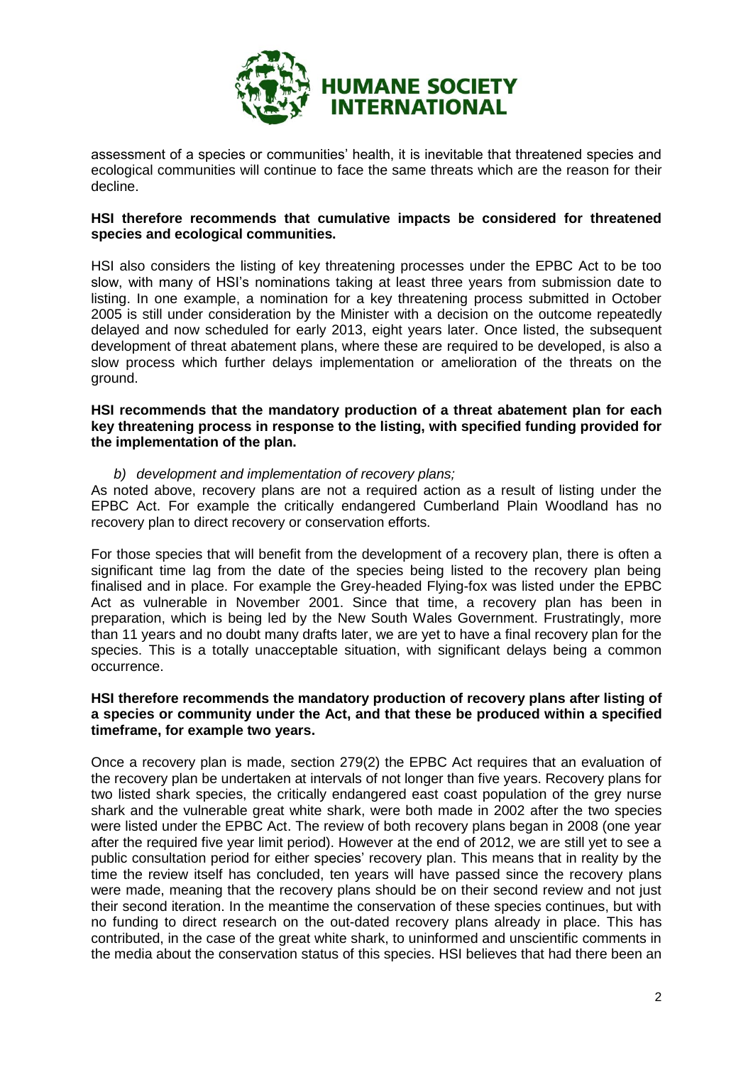assessment of a species or communities' health, it is inevitable that threatened species and ecological communities will continue to face the same threats which are the reason for their decline.

**HSI therefore recommends that cumulative impacts be considered for threatened species and ecological communities.**

HSI also considers the listing of key threatening processes under the EPBC Act to be too slow, with many of HSI's nominations taking at least three years from submission date to listing. In one example, a nomination for a key threatening process submitted in October 2005 is still under consideration by the Minister with a decision on the outcome repeatedly delayed and now scheduled for early 2013, eight years later. Once listed, the subsequent development of threat abatement plans, where these are required to be developed, is also a slow process which further delays implementation or amelioration of the threats on the ground.

**HSI recommends that the mandatory production of a threat abatement plan for each key threatening process in response to the listing, with specified funding provided for the implementation of the plan.**

*b) development and implementation of recovery plans;*

As noted above, recovery plans are not a required action as a result of listing under the EPBC Act. For example the critically endangered Cumberland Plain Woodland has no recovery plan to direct recovery or conservation efforts.

For those species that will benefit from the development of a recovery plan, there is often a significant time lag from the date of the species being listed to the recovery plan being finalised and in place. For example the Grey-headed Flying-fox was listed under the EPBC Act as vulnerable in November 2001. Since that time, a recovery plan has been in preparation, which is being led by the New South Wales Government. Frustratingly, more than 11 years and no doubt many drafts later, we are yet to have a final recovery plan for the species. This is a totally unacceptable situation, with significant delays being a common occurrence.

**HSI therefore recommends the mandatory production of recovery plans after listing of a species or community under the Act, and that these be produced within a specified timeframe, for example two years.**

Once a recovery plan is made, section 279(2) the EPBC Act requires that an evaluation of the recovery plan be undertaken at intervals of not longer than five years. Recovery plans for two listed shark species, the critically endangered east coast population of the grey nurse shark and the vulnerable great white shark, were both made in 2002 after the two species were listed under the EPBC Act. The review of both recovery plans began in 2008 (one year after the required five year limit period). However at the end of 2012, we are still yet to see a public consultation period for either species' recovery plan. This means that in reality by the time the review itself has concluded, ten years will have passed since the recovery plans were made, meaning that the recovery plans should be on their second review and not just their second iteration. In the meantime the conservation of these species continues, but with no funding to direct research on the out-dated recovery plans already in place. This has contributed, in the case of the great white shark, to uninformed and unscientific comments in the media about the conservation status of this species. HSI believes that had there been an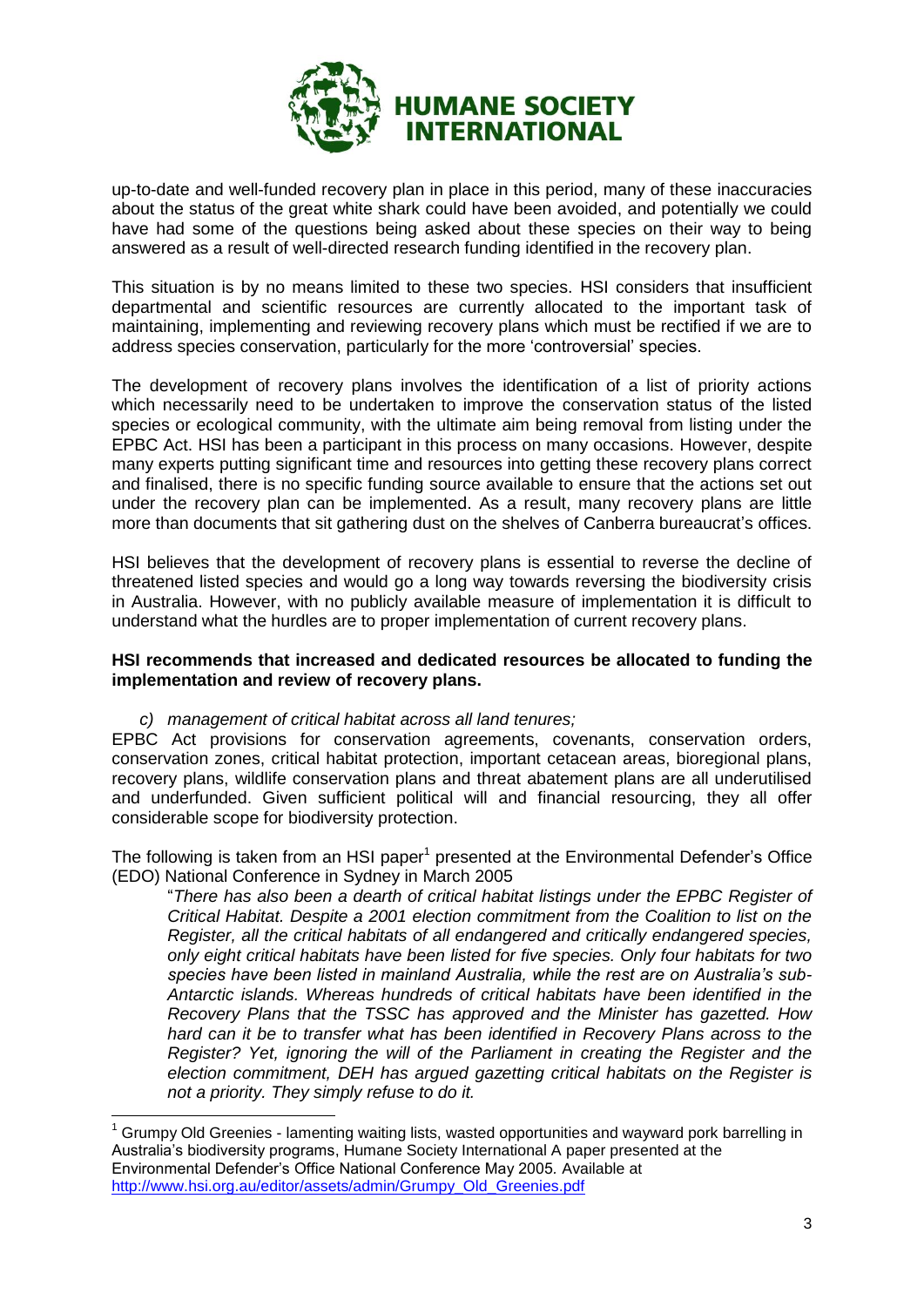up-to-date and well-funded recovery plan in place in this period, many of these inaccuracies about the status of the great white shark could have been avoided, and potentially we could have had some of the questions being asked about these species on their way to being answered as a result of well-directed research funding identified in the recovery plan.

This situation is by no means limited to these two species. HSI considers that insufficient departmental and scientific resources are currently allocated to the important task of maintaining, implementing and reviewing recovery plans which must be rectified if we are to address species conservation, particularly for the more 'controversial' species.

The development of recovery plans involves the identification of a list of priority actions which necessarily need to be undertaken to improve the conservation status of the listed species or ecological community, with the ultimate aim being removal from listing under the EPBC Act. HSI has been a participant in this process on many occasions. However, despite many experts putting significant time and resources into getting these recovery plans correct and finalised, there is no specific funding source available to ensure that the actions set out under the recovery plan can be implemented. As a result, many recovery plans are little more than documents that sit gathering dust on the shelves of Canberra bureaucrat's offices.

HSI believes that the development of recovery plans is essential to reverse the decline of threatened listed species and would go a long way towards reversing the biodiversity crisis in Australia. However, with no publicly available measure of implementation it is difficult to understand what the hurdles are to proper implementation of current recovery plans.

**HSI recommends that increased and dedicated resources be allocated to funding the implementation and review of recovery plans.**

*c) management of critical habitat across all land tenures;*

EPBC Act provisions for conservation agreements, covenants, conservation orders, conservation zones, critical habitat protection, important cetacean areas, bioregional plans, recovery plans, wildlife conservation plans and threat abatement plans are all underutilised and underfunded. Given sufficient political will and financial resourcing, they all offer considerable scope for biodiversity protection.

The following is taken from an HSI paper[1] presented at the Environmental Defender's Office (EDO) National Conference in Sydney in March 2005

> "*There has also been a dearth of critical habitat listings under the EPBC Register of Critical Habitat. Despite a 2001 election commitment from the Coalition to list on the Register, all the critical habitats of all endangered and critically endangered species, only eight critical habitats have been listed for five species. Only four habitats for two species have been listed in mainland Australia, while the rest are on Australia's sub-Antarctic islands. Whereas hundreds of critical habitats have been identified in the Recovery Plans that the TSSC has approved and the Minister has gazetted. How hard can it be to transfer what has been identified in Recovery Plans across to the Register? Yet, ignoring the will of the Parliament in creating the Register and the election commitment, DEH has argued gazetting critical habitats on the Register is not a priority. They simply refuse to do it.*

---

[1] Grumpy Old Greenies - lamenting waiting lists, wasted opportunities and wayward pork barrelling in Australia's biodiversity programs, Humane Society International A paper presented at the Environmental Defender's Office National Conference May 2005. Available at http://www.hsi.org.au/editor/assets/admin/Grumpy_Old_Greenies.pdf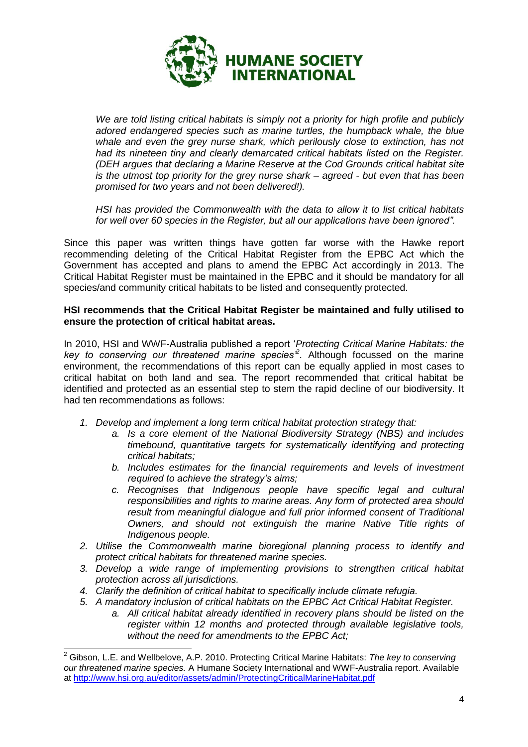*We are told listing critical habitats is simply not a priority for high profile and publicly adored endangered species such as marine turtles, the humpback whale, the blue whale and even the grey nurse shark, which perilously close to extinction, has not had its nineteen tiny and clearly demarcated critical habitats listed on the Register. (DEH argues that declaring a Marine Reserve at the Cod Grounds critical habitat site is the utmost top priority for the grey nurse shark – agreed - but even that has been promised for two years and not been delivered!).*

*HSI has provided the Commonwealth with the data to allow it to list critical habitats for well over 60 species in the Register, but all our applications have been ignored".*

Since this paper was written things have gotten far worse with the Hawke report recommending deleting of the Critical Habitat Register from the EPBC Act which the Government has accepted and plans to amend the EPBC Act accordingly in 2013. The Critical Habitat Register must be maintained in the EPBC and it should be mandatory for all species/and community critical habitats to be listed and consequently protected.

**HSI recommends that the Critical Habitat Register be maintained and fully utilised to ensure the protection of critical habitat areas.**

In 2010, HSI and WWF-Australia published a report '*Protecting Critical Marine Habitats: the key to conserving our threatened marine species*'[2]. Although focussed on the marine environment, the recommendations of this report can be equally applied in most cases to critical habitat on both land and sea. The report recommended that critical habitat be identified and protected as an essential step to stem the rapid decline of our biodiversity. It had ten recommendations as follows:

1. *Develop and implement a long term critical habitat protection strategy that:*
   a. *Is a core element of the National Biodiversity Strategy (NBS) and includes timebound, quantitative targets for systematically identifying and protecting critical habitats;*
   b. *Includes estimates for the financial requirements and levels of investment required to achieve the strategy's aims;*
   c. *Recognises that Indigenous people have specific legal and cultural responsibilities and rights to marine areas. Any form of protected area should result from meaningful dialogue and full prior informed consent of Traditional Owners, and should not extinguish the marine Native Title rights of Indigenous people.*
2. *Utilise the Commonwealth marine bioregional planning process to identify and protect critical habitats for threatened marine species.*
3. *Develop a wide range of implementing provisions to strengthen critical habitat protection across all jurisdictions.*
4. *Clarify the definition of critical habitat to specifically include climate refugia.*
5. *A mandatory inclusion of critical habitats on the EPBC Act Critical Habitat Register.*
   a. *All critical habitat already identified in recovery plans should be listed on the register within 12 months and protected through available legislative tools, without the need for amendments to the EPBC Act;*

---

[2] Gibson, L.E. and Wellbelove, A.P. 2010. Protecting Critical Marine Habitats: *The key to conserving our threatened marine species.* A Humane Society International and WWF-Australia report. Available at http://www.hsi.org.au/editor/assets/admin/ProtectingCriticalMarineHabitat.pdf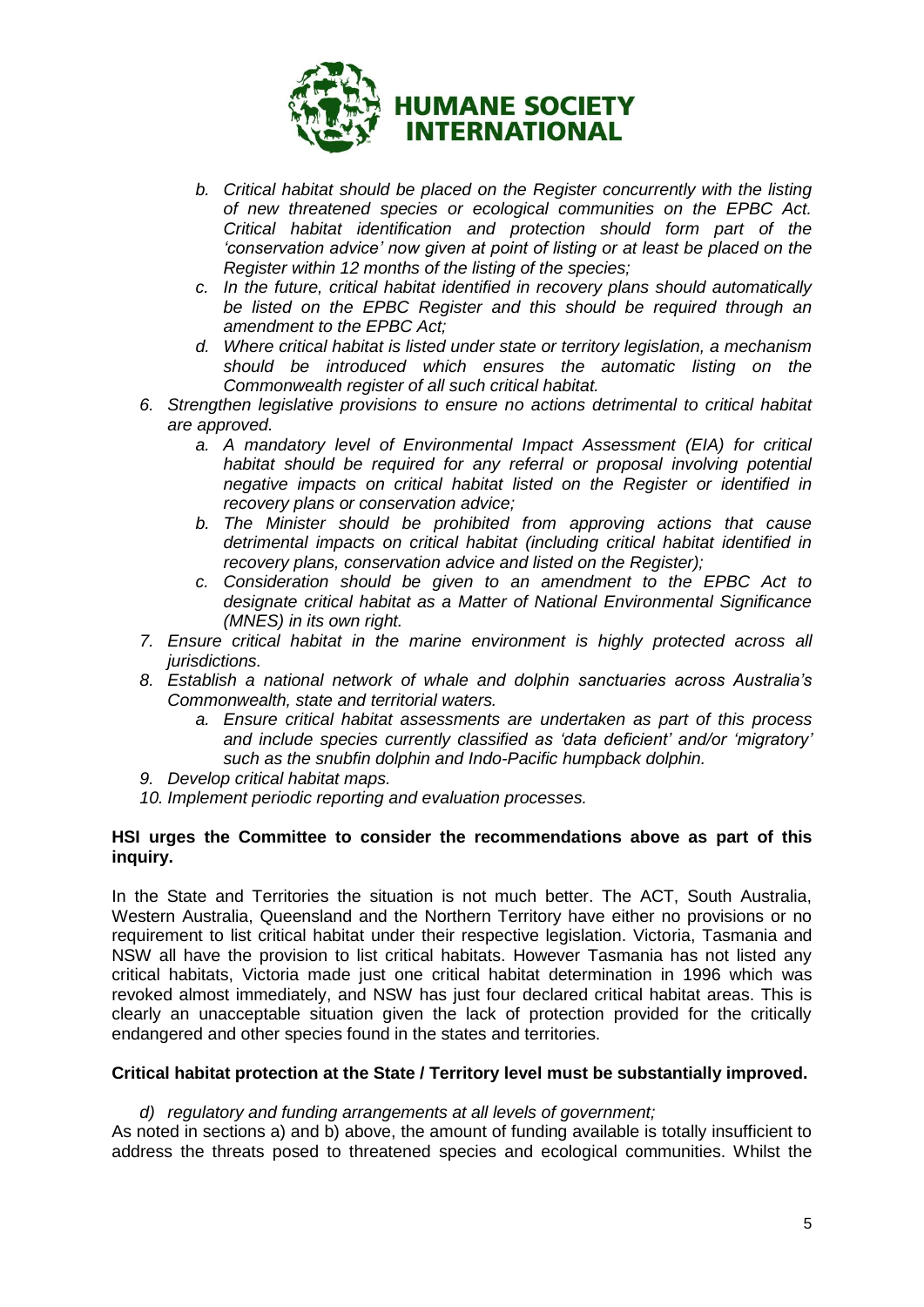- *b. Critical habitat should be placed on the Register concurrently with the listing of new threatened species or ecological communities on the EPBC Act. Critical habitat identification and protection should form part of the 'conservation advice' now given at point of listing or at least be placed on the Register within 12 months of the listing of the species;*
   - *c. In the future, critical habitat identified in recovery plans should automatically be listed on the EPBC Register and this should be required through an amendment to the EPBC Act;*
   - *d. Where critical habitat is listed under state or territory legislation, a mechanism should be introduced which ensures the automatic listing on the Commonwealth register of all such critical habitat.*
6. *Strengthen legislative provisions to ensure no actions detrimental to critical habitat are approved.*
   - *a. A mandatory level of Environmental Impact Assessment (EIA) for critical habitat should be required for any referral or proposal involving potential negative impacts on critical habitat listed on the Register or identified in recovery plans or conservation advice;*
   - *b. The Minister should be prohibited from approving actions that cause detrimental impacts on critical habitat (including critical habitat identified in recovery plans, conservation advice and listed on the Register);*
   - *c. Consideration should be given to an amendment to the EPBC Act to designate critical habitat as a Matter of National Environmental Significance (MNES) in its own right.*
7. *Ensure critical habitat in the marine environment is highly protected across all jurisdictions.*
8. *Establish a national network of whale and dolphin sanctuaries across Australia's Commonwealth, state and territorial waters.*
   - *a. Ensure critical habitat assessments are undertaken as part of this process and include species currently classified as 'data deficient' and/or 'migratory' such as the snubfin dolphin and Indo-Pacific humpback dolphin.*
9. *Develop critical habitat maps.*
10. *Implement periodic reporting and evaluation processes.*

**HSI urges the Committee to consider the recommendations above as part of this inquiry.**

In the State and Territories the situation is not much better. The ACT, South Australia, Western Australia, Queensland and the Northern Territory have either no provisions or no requirement to list critical habitat under their respective legislation. Victoria, Tasmania and NSW all have the provision to list critical habitats. However Tasmania has not listed any critical habitats, Victoria made just one critical habitat determination in 1996 which was revoked almost immediately, and NSW has just four declared critical habitat areas. This is clearly an unacceptable situation given the lack of protection provided for the critically endangered and other species found in the states and territories.

**Critical habitat protection at the State / Territory level must be substantially improved.**

*d) regulatory and funding arrangements at all levels of government;*

As noted in sections a) and b) above, the amount of funding available is totally insufficient to address the threats posed to threatened species and ecological communities. Whilst the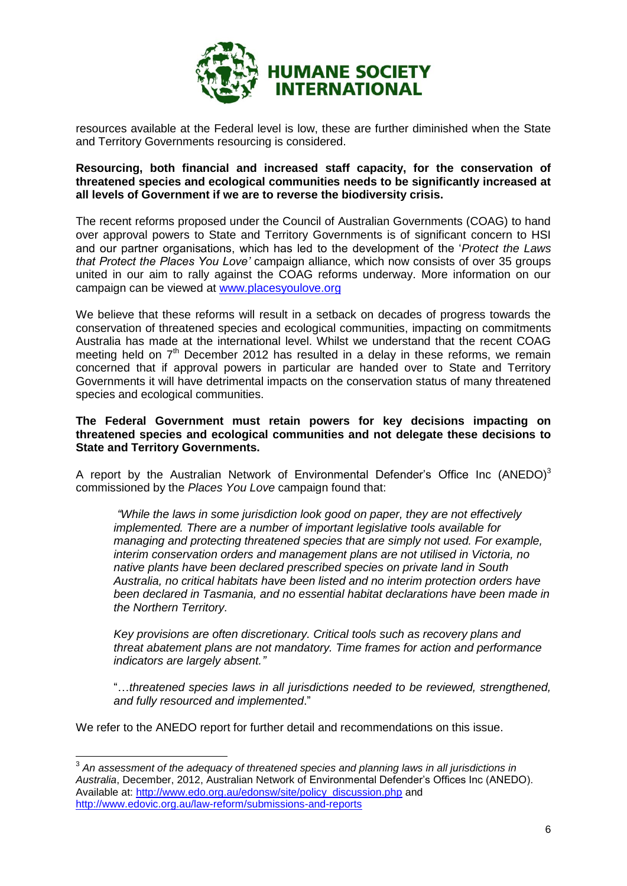resources available at the Federal level is low, these are further diminished when the State and Territory Governments resourcing is considered.

**Resourcing, both financial and increased staff capacity, for the conservation of threatened species and ecological communities needs to be significantly increased at all levels of Government if we are to reverse the biodiversity crisis.**

The recent reforms proposed under the Council of Australian Governments (COAG) to hand over approval powers to State and Territory Governments is of significant concern to HSI and our partner organisations, which has led to the development of the '*Protect the Laws that Protect the Places You Love'* campaign alliance, which now consists of over 35 groups united in our aim to rally against the COAG reforms underway. More information on our campaign can be viewed at [www.placesyoulove.org](www.placesyoulove.org)

We believe that these reforms will result in a setback on decades of progress towards the conservation of threatened species and ecological communities, impacting on commitments Australia has made at the international level. Whilst we understand that the recent COAG meeting held on 7th December 2012 has resulted in a delay in these reforms, we remain concerned that if approval powers in particular are handed over to State and Territory Governments it will have detrimental impacts on the conservation status of many threatened species and ecological communities.

**The Federal Government must retain powers for key decisions impacting on threatened species and ecological communities and not delegate these decisions to State and Territory Governments.**

A report by the Australian Network of Environmental Defender's Office Inc (ANEDO)[3] commissioned by the *Places You Love* campaign found that:

> *"While the laws in some jurisdiction look good on paper, they are not effectively implemented. There are a number of important legislative tools available for managing and protecting threatened species that are simply not used. For example, interim conservation orders and management plans are not utilised in Victoria, no native plants have been declared prescribed species on private land in South Australia, no critical habitats have been listed and no interim protection orders have been declared in Tasmania, and no essential habitat declarations have been made in the Northern Territory.*
>
> *Key provisions are often discretionary. Critical tools such as recovery plans and threat abatement plans are not mandatory. Time frames for action and performance indicators are largely absent."*
>
> "…*threatened species laws in all jurisdictions needed to be reviewed, strengthened, and fully resourced and implemented*."

We refer to the ANEDO report for further detail and recommendations on this issue.

---

[3] *An assessment of the adequacy of threatened species and planning laws in all jurisdictions in Australia*, December, 2012, Australian Network of Environmental Defender's Offices Inc (ANEDO). Available at: [http://www.edo.org.au/edonsw/site/policy_discussion.php](http://www.edo.org.au/edonsw/site/policy_discussion.php) and [http://www.edovic.org.au/law-reform/submissions-and-reports](http://www.edovic.org.au/law-reform/submissions-and-reports)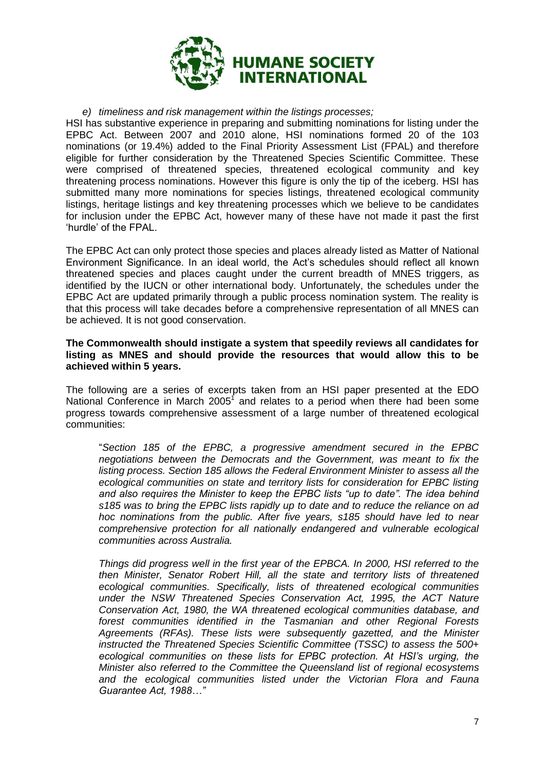*e) timeliness and risk management within the listings processes;*

HSI has substantive experience in preparing and submitting nominations for listing under the EPBC Act. Between 2007 and 2010 alone, HSI nominations formed 20 of the 103 nominations (or 19.4%) added to the Final Priority Assessment List (FPAL) and therefore eligible for further consideration by the Threatened Species Scientific Committee. These were comprised of threatened species, threatened ecological community and key threatening process nominations. However this figure is only the tip of the iceberg. HSI has submitted many more nominations for species listings, threatened ecological community listings, heritage listings and key threatening processes which we believe to be candidates for inclusion under the EPBC Act, however many of these have not made it past the first 'hurdle' of the FPAL.

The EPBC Act can only protect those species and places already listed as Matter of National Environment Significance. In an ideal world, the Act's schedules should reflect all known threatened species and places caught under the current breadth of MNES triggers, as identified by the IUCN or other international body. Unfortunately, the schedules under the EPBC Act are updated primarily through a public process nomination system. The reality is that this process will take decades before a comprehensive representation of all MNES can be achieved. It is not good conservation.

**The Commonwealth should instigate a system that speedily reviews all candidates for listing as MNES and should provide the resources that would allow this to be achieved within 5 years.**

The following are a series of excerpts taken from an HSI paper presented at the EDO National Conference in March 2005[1] and relates to a period when there had been some progress towards comprehensive assessment of a large number of threatened ecological communities:

> "*Section 185 of the EPBC, a progressive amendment secured in the EPBC negotiations between the Democrats and the Government, was meant to fix the listing process. Section 185 allows the Federal Environment Minister to assess all the ecological communities on state and territory lists for consideration for EPBC listing and also requires the Minister to keep the EPBC lists "up to date". The idea behind s185 was to bring the EPBC lists rapidly up to date and to reduce the reliance on ad hoc nominations from the public. After five years, s185 should have led to near comprehensive protection for all nationally endangered and vulnerable ecological communities across Australia.*
>
> *Things did progress well in the first year of the EPBCA. In 2000, HSI referred to the then Minister, Senator Robert Hill, all the state and territory lists of threatened ecological communities. Specifically, lists of threatened ecological communities under the NSW Threatened Species Conservation Act, 1995, the ACT Nature Conservation Act, 1980, the WA threatened ecological communities database, and forest communities identified in the Tasmanian and other Regional Forests Agreements (RFAs). These lists were subsequently gazetted, and the Minister instructed the Threatened Species Scientific Committee (TSSC) to assess the 500+ ecological communities on these lists for EPBC protection. At HSI's urging, the Minister also referred to the Committee the Queensland list of regional ecosystems and the ecological communities listed under the Victorian Flora and Fauna Guarantee Act, 1988…"*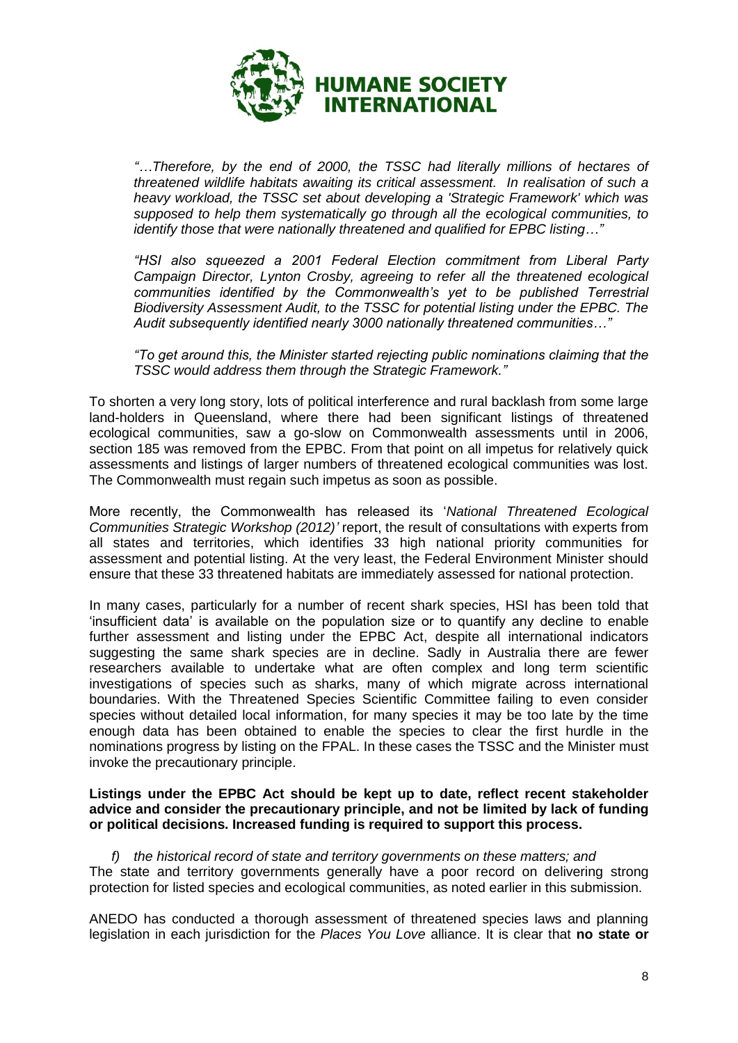*"…Therefore, by the end of 2000, the TSSC had literally millions of hectares of threatened wildlife habitats awaiting its critical assessment. In realisation of such a heavy workload, the TSSC set about developing a 'Strategic Framework' which was supposed to help them systematically go through all the ecological communities, to identify those that were nationally threatened and qualified for EPBC listing…"*

*"HSI also squeezed a 2001 Federal Election commitment from Liberal Party Campaign Director, Lynton Crosby, agreeing to refer all the threatened ecological communities identified by the Commonwealth's yet to be published Terrestrial Biodiversity Assessment Audit, to the TSSC for potential listing under the EPBC. The Audit subsequently identified nearly 3000 nationally threatened communities…"*

*"To get around this, the Minister started rejecting public nominations claiming that the TSSC would address them through the Strategic Framework."*

To shorten a very long story, lots of political interference and rural backlash from some large land-holders in Queensland, where there had been significant listings of threatened ecological communities, saw a go-slow on Commonwealth assessments until in 2006, section 185 was removed from the EPBC. From that point on all impetus for relatively quick assessments and listings of larger numbers of threatened ecological communities was lost. The Commonwealth must regain such impetus as soon as possible.

More recently, the Commonwealth has released its '*National Threatened Ecological Communities Strategic Workshop (2012)'* report, the result of consultations with experts from all states and territories, which identifies 33 high national priority communities for assessment and potential listing. At the very least, the Federal Environment Minister should ensure that these 33 threatened habitats are immediately assessed for national protection.

In many cases, particularly for a number of recent shark species, HSI has been told that 'insufficient data' is available on the population size or to quantify any decline to enable further assessment and listing under the EPBC Act, despite all international indicators suggesting the same shark species are in decline. Sadly in Australia there are fewer researchers available to undertake what are often complex and long term scientific investigations of species such as sharks, many of which migrate across international boundaries. With the Threatened Species Scientific Committee failing to even consider species without detailed local information, for many species it may be too late by the time enough data has been obtained to enable the species to clear the first hurdle in the nominations progress by listing on the FPAL. In these cases the TSSC and the Minister must invoke the precautionary principle.

**Listings under the EPBC Act should be kept up to date, reflect recent stakeholder advice and consider the precautionary principle, and not be limited by lack of funding or political decisions. Increased funding is required to support this process.**

*f) the historical record of state and territory governments on these matters; and*

The state and territory governments generally have a poor record on delivering strong protection for listed species and ecological communities, as noted earlier in this submission.

ANEDO has conducted a thorough assessment of threatened species laws and planning legislation in each jurisdiction for the *Places You Love* alliance. It is clear that **no state or**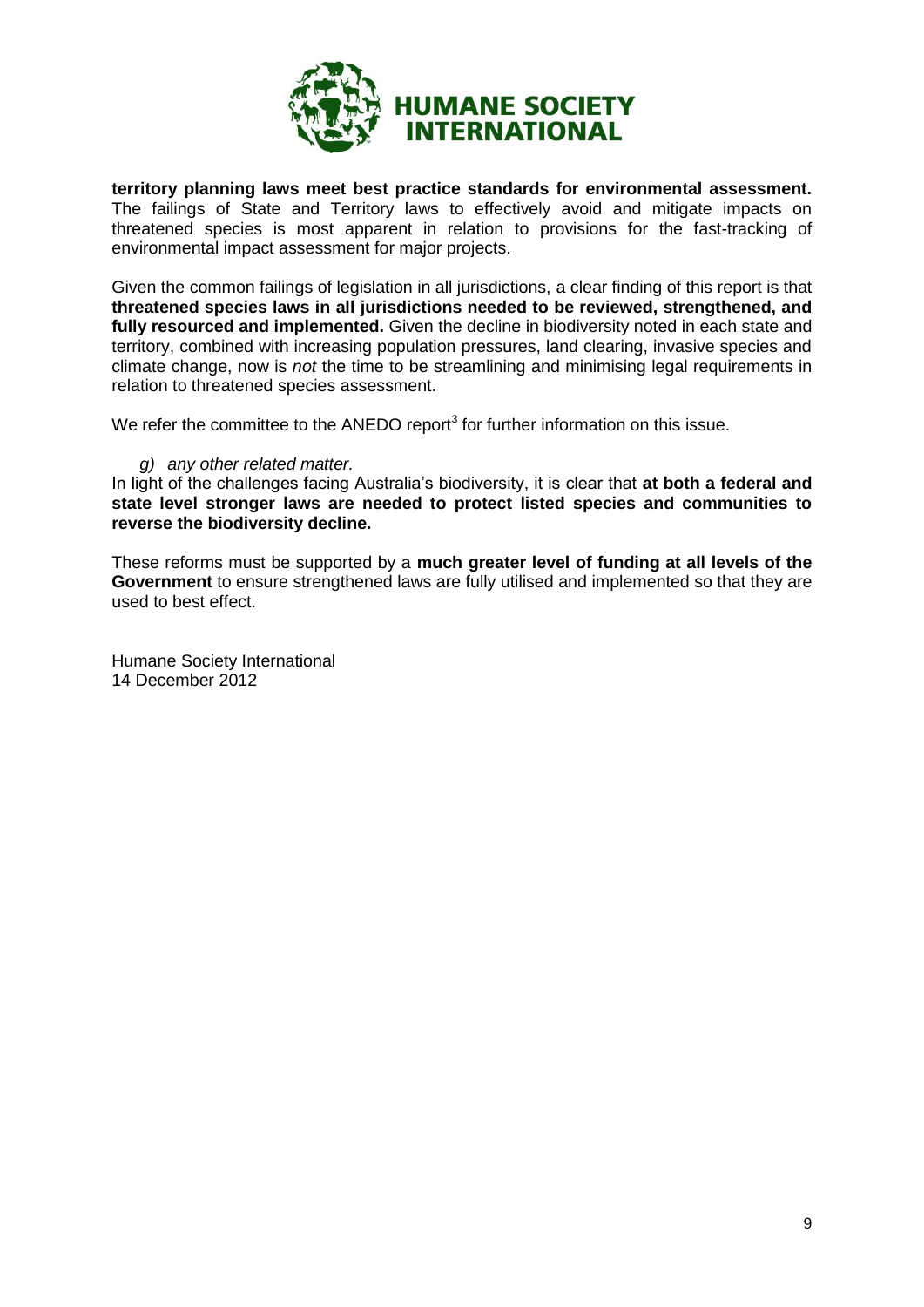**territory planning laws meet best practice standards for environmental assessment.** The failings of State and Territory laws to effectively avoid and mitigate impacts on threatened species is most apparent in relation to provisions for the fast-tracking of environmental impact assessment for major projects.

Given the common failings of legislation in all jurisdictions, a clear finding of this report is that **threatened species laws in all jurisdictions needed to be reviewed, strengthened, and fully resourced and implemented.** Given the decline in biodiversity noted in each state and territory, combined with increasing population pressures, land clearing, invasive species and climate change, now is *not* the time to be streamlining and minimising legal requirements in relation to threatened species assessment.

We refer the committee to the ANEDO report[3] for further information on this issue.

*g) any other related matter.*

In light of the challenges facing Australia's biodiversity, it is clear that **at both a federal and state level stronger laws are needed to protect listed species and communities to reverse the biodiversity decline.**

These reforms must be supported by a **much greater level of funding at all levels of the Government** to ensure strengthened laws are fully utilised and implemented so that they are used to best effect.

Humane Society International
14 December 2012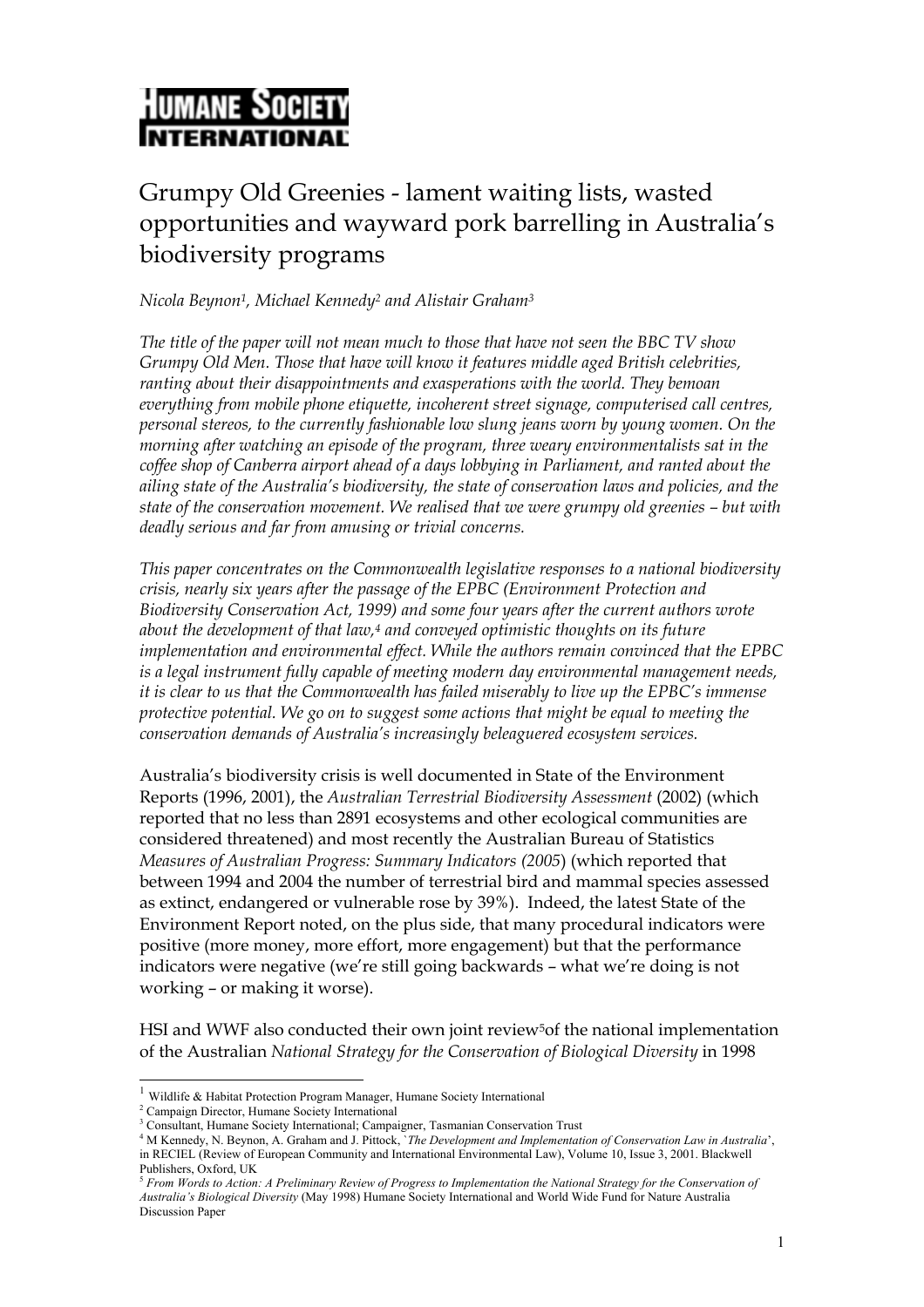HUMANE SOCIETY INTERNATIONAL

# Grumpy Old Greenies - lament waiting lists, wasted opportunities and wayward pork barrelling in Australia's biodiversity programs

*Nicola Beynon[1], Michael Kennedy[2] and Alistair Graham[3]*

*The title of the paper will not mean much to those that have not seen the BBC TV show Grumpy Old Men. Those that have will know it features middle aged British celebrities, ranting about their disappointments and exasperations with the world. They bemoan everything from mobile phone etiquette, incoherent street signage, computerised call centres, personal stereos, to the currently fashionable low slung jeans worn by young women. On the morning after watching an episode of the program, three weary environmentalists sat in the coffee shop of Canberra airport ahead of a days lobbying in Parliament, and ranted about the ailing state of the Australia's biodiversity, the state of conservation laws and policies, and the state of the conservation movement. We realised that we were grumpy old greenies – but with deadly serious and far from amusing or trivial concerns.*

*This paper concentrates on the Commonwealth legislative responses to a national biodiversity crisis, nearly six years after the passage of the EPBC (Environment Protection and Biodiversity Conservation Act, 1999) and some four years after the current authors wrote about the development of that law,[4] and conveyed optimistic thoughts on its future implementation and environmental effect. While the authors remain convinced that the EPBC is a legal instrument fully capable of meeting modern day environmental management needs, it is clear to us that the Commonwealth has failed miserably to live up the EPBC's immense protective potential. We go on to suggest some actions that might be equal to meeting the conservation demands of Australia's increasingly beleaguered ecosystem services.*

Australia's biodiversity crisis is well documented in State of the Environment Reports (1996, 2001), the *Australian Terrestrial Biodiversity Assessment* (2002) (which reported that no less than 2891 ecosystems and other ecological communities are considered threatened) and most recently the Australian Bureau of Statistics *Measures of Australian Progress: Summary Indicators (2005*) (which reported that between 1994 and 2004 the number of terrestrial bird and mammal species assessed as extinct, endangered or vulnerable rose by 39%). Indeed, the latest State of the Environment Report noted, on the plus side, that many procedural indicators were positive (more money, more effort, more engagement) but that the performance indicators were negative (we're still going backwards – what we're doing is not working – or making it worse).

HSI and WWF also conducted their own joint review[5] of the national implementation of the Australian *National Strategy for the Conservation of Biological Diversity* in 1998

---

[1] Wildlife & Habitat Protection Program Manager, Humane Society International

[2] Campaign Director, Humane Society International

[3] Consultant, Humane Society International; Campaigner, Tasmanian Conservation Trust

[4] M Kennedy, N. Beynon, A. Graham and J. Pittock, '*The Development and Implementation of Conservation Law in Australia*', in RECIEL (Review of European Community and International Environmental Law), Volume 10, Issue 3, 2001. Blackwell Publishers, Oxford, UK

[5] *From Words to Action: A Preliminary Review of Progress to Implementation the National Strategy for the Conservation of Australia's Biological Diversity* (May 1998) Humane Society International and World Wide Fund for Nature Australia Discussion Paper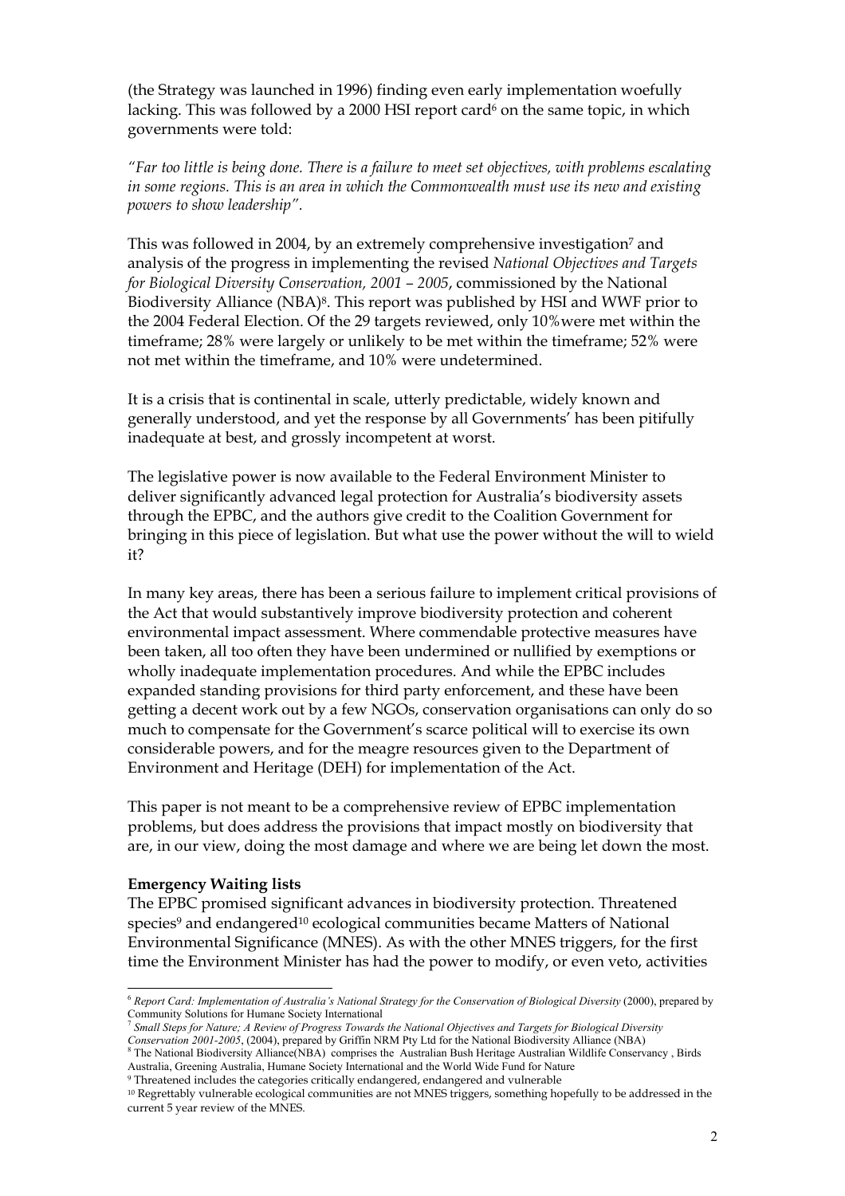(the Strategy was launched in 1996) finding even early implementation woefully lacking. This was followed by a 2000 HSI report card[6] on the same topic, in which governments were told:

*"Far too little is being done. There is a failure to meet set objectives, with problems escalating in some regions. This is an area in which the Commonwealth must use its new and existing powers to show leadership".*

This was followed in 2004, by an extremely comprehensive investigation[7] and analysis of the progress in implementing the revised *National Objectives and Targets for Biological Diversity Conservation, 2001 – 2005*, commissioned by the National Biodiversity Alliance (NBA)[8]. This report was published by HSI and WWF prior to the 2004 Federal Election. Of the 29 targets reviewed, only 10%were met within the timeframe; 28% were largely or unlikely to be met within the timeframe; 52% were not met within the timeframe, and 10% were undetermined.

It is a crisis that is continental in scale, utterly predictable, widely known and generally understood, and yet the response by all Governments' has been pitifully inadequate at best, and grossly incompetent at worst.

The legislative power is now available to the Federal Environment Minister to deliver significantly advanced legal protection for Australia's biodiversity assets through the EPBC, and the authors give credit to the Coalition Government for bringing in this piece of legislation. But what use the power without the will to wield it?

In many key areas, there has been a serious failure to implement critical provisions of the Act that would substantively improve biodiversity protection and coherent environmental impact assessment. Where commendable protective measures have been taken, all too often they have been undermined or nullified by exemptions or wholly inadequate implementation procedures. And while the EPBC includes expanded standing provisions for third party enforcement, and these have been getting a decent work out by a few NGOs, conservation organisations can only do so much to compensate for the Government's scarce political will to exercise its own considerable powers, and for the meagre resources given to the Department of Environment and Heritage (DEH) for implementation of the Act.

This paper is not meant to be a comprehensive review of EPBC implementation problems, but does address the provisions that impact mostly on biodiversity that are, in our view, doing the most damage and where we are being let down the most.

**Emergency Waiting lists**

The EPBC promised significant advances in biodiversity protection. Threatened species[9] and endangered[10] ecological communities became Matters of National Environmental Significance (MNES). As with the other MNES triggers, for the first time the Environment Minister has had the power to modify, or even veto, activities

---

[6] *Report Card: Implementation of Australia's National Strategy for the Conservation of Biological Diversity* (2000), prepared by Community Solutions for Humane Society International

[7] *Small Steps for Nature; A Review of Progress Towards the National Objectives and Targets for Biological Diversity Conservation 2001-2005*, (2004), prepared by Griffin NRM Pty Ltd for the National Biodiversity Alliance (NBA)

[8] The National Biodiversity Alliance(NBA) comprises the Australian Bush Heritage Australian Wildlife Conservancy , Birds Australia, Greening Australia, Humane Society International and the World Wide Fund for Nature

[9] Threatened includes the categories critically endangered, endangered and vulnerable

[10] Regrettably vulnerable ecological communities are not MNES triggers, something hopefully to be addressed in the current 5 year review of the MNES.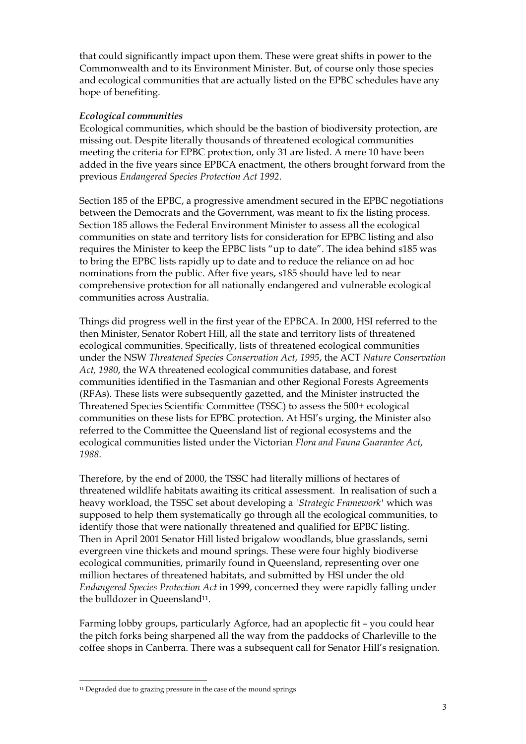that could significantly impact upon them. These were great shifts in power to the Commonwealth and to its Environment Minister. But, of course only those species and ecological communities that are actually listed on the EPBC schedules have any hope of benefiting.

***Ecological communities***

Ecological communities, which should be the bastion of biodiversity protection, are missing out. Despite literally thousands of threatened ecological communities meeting the criteria for EPBC protection, only 31 are listed. A mere 10 have been added in the five years since EPBCA enactment, the others brought forward from the previous *Endangered Species Protection Act 1992*.

Section 185 of the EPBC, a progressive amendment secured in the EPBC negotiations between the Democrats and the Government, was meant to fix the listing process. Section 185 allows the Federal Environment Minister to assess all the ecological communities on state and territory lists for consideration for EPBC listing and also requires the Minister to keep the EPBC lists "up to date". The idea behind s185 was to bring the EPBC lists rapidly up to date and to reduce the reliance on ad hoc nominations from the public. After five years, s185 should have led to near comprehensive protection for all nationally endangered and vulnerable ecological communities across Australia.

Things did progress well in the first year of the EPBCA. In 2000, HSI referred to the then Minister, Senator Robert Hill, all the state and territory lists of threatened ecological communities. Specifically, lists of threatened ecological communities under the NSW *Threatened Species Conservation Act*, *1995*, the ACT *Nature Conservation Act, 1980*, the WA threatened ecological communities database, and forest communities identified in the Tasmanian and other Regional Forests Agreements (RFAs). These lists were subsequently gazetted, and the Minister instructed the Threatened Species Scientific Committee (TSSC) to assess the 500+ ecological communities on these lists for EPBC protection. At HSI's urging, the Minister also referred to the Committee the Queensland list of regional ecosystems and the ecological communities listed under the Victorian *Flora and Fauna Guarantee Act*, *1988*.

Therefore, by the end of 2000, the TSSC had literally millions of hectares of threatened wildlife habitats awaiting its critical assessment. In realisation of such a heavy workload, the TSSC set about developing a '*Strategic Framework*' which was supposed to help them systematically go through all the ecological communities, to identify those that were nationally threatened and qualified for EPBC listing. Then in April 2001 Senator Hill listed brigalow woodlands, blue grasslands, semi evergreen vine thickets and mound springs. These were four highly biodiverse ecological communities, primarily found in Queensland, representing over one million hectares of threatened habitats, and submitted by HSI under the old *Endangered Species Protection Act* in 1999, concerned they were rapidly falling under the bulldozer in Queensland[11].

Farming lobby groups, particularly Agforce, had an apoplectic fit – you could hear the pitch forks being sharpened all the way from the paddocks of Charleville to the coffee shops in Canberra. There was a subsequent call for Senator Hill's resignation.

---

[11] Degraded due to grazing pressure in the case of the mound springs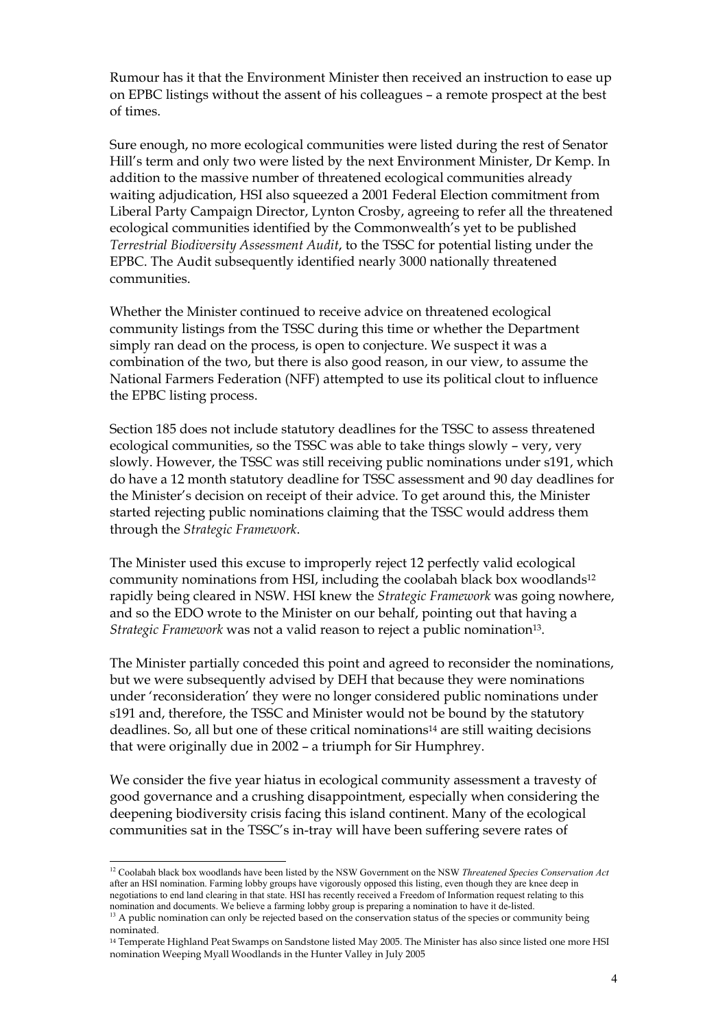Rumour has it that the Environment Minister then received an instruction to ease up on EPBC listings without the assent of his colleagues – a remote prospect at the best of times.

Sure enough, no more ecological communities were listed during the rest of Senator Hill's term and only two were listed by the next Environment Minister, Dr Kemp. In addition to the massive number of threatened ecological communities already waiting adjudication, HSI also squeezed a 2001 Federal Election commitment from Liberal Party Campaign Director, Lynton Crosby, agreeing to refer all the threatened ecological communities identified by the Commonwealth's yet to be published *Terrestrial Biodiversity Assessment Audit*, to the TSSC for potential listing under the EPBC. The Audit subsequently identified nearly 3000 nationally threatened communities.

Whether the Minister continued to receive advice on threatened ecological community listings from the TSSC during this time or whether the Department simply ran dead on the process, is open to conjecture. We suspect it was a combination of the two, but there is also good reason, in our view, to assume the National Farmers Federation (NFF) attempted to use its political clout to influence the EPBC listing process.

Section 185 does not include statutory deadlines for the TSSC to assess threatened ecological communities, so the TSSC was able to take things slowly – very, very slowly. However, the TSSC was still receiving public nominations under s191, which do have a 12 month statutory deadline for TSSC assessment and 90 day deadlines for the Minister's decision on receipt of their advice. To get around this, the Minister started rejecting public nominations claiming that the TSSC would address them through the *Strategic Framework*.

The Minister used this excuse to improperly reject 12 perfectly valid ecological community nominations from HSI, including the coolabah black box woodlands[12] rapidly being cleared in NSW. HSI knew the *Strategic Framework* was going nowhere, and so the EDO wrote to the Minister on our behalf, pointing out that having a *Strategic Framework* was not a valid reason to reject a public nomination[13].

The Minister partially conceded this point and agreed to reconsider the nominations, but we were subsequently advised by DEH that because they were nominations under 'reconsideration' they were no longer considered public nominations under s191 and, therefore, the TSSC and Minister would not be bound by the statutory deadlines. So, all but one of these critical nominations[14] are still waiting decisions that were originally due in 2002 – a triumph for Sir Humphrey.

We consider the five year hiatus in ecological community assessment a travesty of good governance and a crushing disappointment, especially when considering the deepening biodiversity crisis facing this island continent. Many of the ecological communities sat in the TSSC's in-tray will have been suffering severe rates of

---

[12] Coolabah black box woodlands have been listed by the NSW Government on the NSW *Threatened Species Conservation Act* after an HSI nomination. Farming lobby groups have vigorously opposed this listing, even though they are knee deep in negotiations to end land clearing in that state. HSI has recently received a Freedom of Information request relating to this nomination and documents. We believe a farming lobby group is preparing a nomination to have it de-listed.

[13] A public nomination can only be rejected based on the conservation status of the species or community being nominated.

[14] Temperate Highland Peat Swamps on Sandstone listed May 2005. The Minister has also since listed one more HSI nomination Weeping Myall Woodlands in the Hunter Valley in July 2005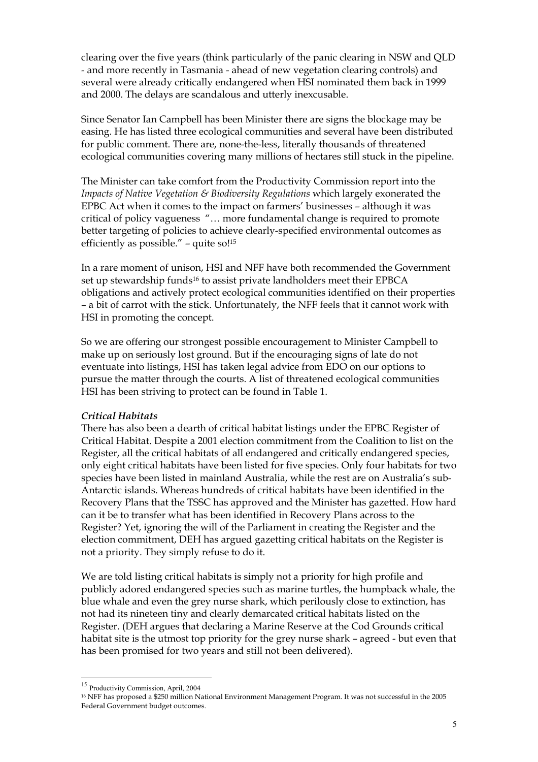clearing over the five years (think particularly of the panic clearing in NSW and QLD - and more recently in Tasmania - ahead of new vegetation clearing controls) and several were already critically endangered when HSI nominated them back in 1999 and 2000. The delays are scandalous and utterly inexcusable.

Since Senator Ian Campbell has been Minister there are signs the blockage may be easing. He has listed three ecological communities and several have been distributed for public comment. There are, none-the-less, literally thousands of threatened ecological communities covering many millions of hectares still stuck in the pipeline.

The Minister can take comfort from the Productivity Commission report into the *Impacts of Native Vegetation & Biodiversity Regulations* which largely exonerated the EPBC Act when it comes to the impact on farmers' businesses – although it was critical of policy vagueness "… more fundamental change is required to promote better targeting of policies to achieve clearly-specified environmental outcomes as efficiently as possible." – quite so![15]

In a rare moment of unison, HSI and NFF have both recommended the Government set up stewardship funds[16] to assist private landholders meet their EPBCA obligations and actively protect ecological communities identified on their properties – a bit of carrot with the stick. Unfortunately, the NFF feels that it cannot work with HSI in promoting the concept.

So we are offering our strongest possible encouragement to Minister Campbell to make up on seriously lost ground. But if the encouraging signs of late do not eventuate into listings, HSI has taken legal advice from EDO on our options to pursue the matter through the courts. A list of threatened ecological communities HSI has been striving to protect can be found in Table 1.

***Critical Habitats***

There has also been a dearth of critical habitat listings under the EPBC Register of Critical Habitat. Despite a 2001 election commitment from the Coalition to list on the Register, all the critical habitats of all endangered and critically endangered species, only eight critical habitats have been listed for five species. Only four habitats for two species have been listed in mainland Australia, while the rest are on Australia's sub-Antarctic islands. Whereas hundreds of critical habitats have been identified in the Recovery Plans that the TSSC has approved and the Minister has gazetted. How hard can it be to transfer what has been identified in Recovery Plans across to the Register? Yet, ignoring the will of the Parliament in creating the Register and the election commitment, DEH has argued gazetting critical habitats on the Register is not a priority. They simply refuse to do it.

We are told listing critical habitats is simply not a priority for high profile and publicly adored endangered species such as marine turtles, the humpback whale, the blue whale and even the grey nurse shark, which perilously close to extinction, has not had its nineteen tiny and clearly demarcated critical habitats listed on the Register. (DEH argues that declaring a Marine Reserve at the Cod Grounds critical habitat site is the utmost top priority for the grey nurse shark – agreed - but even that has been promised for two years and still not been delivered).

---

[15] Productivity Commission, April, 2004

[16] NFF has proposed a $250 million National Environment Management Program. It was not successful in the 2005 Federal Government budget outcomes.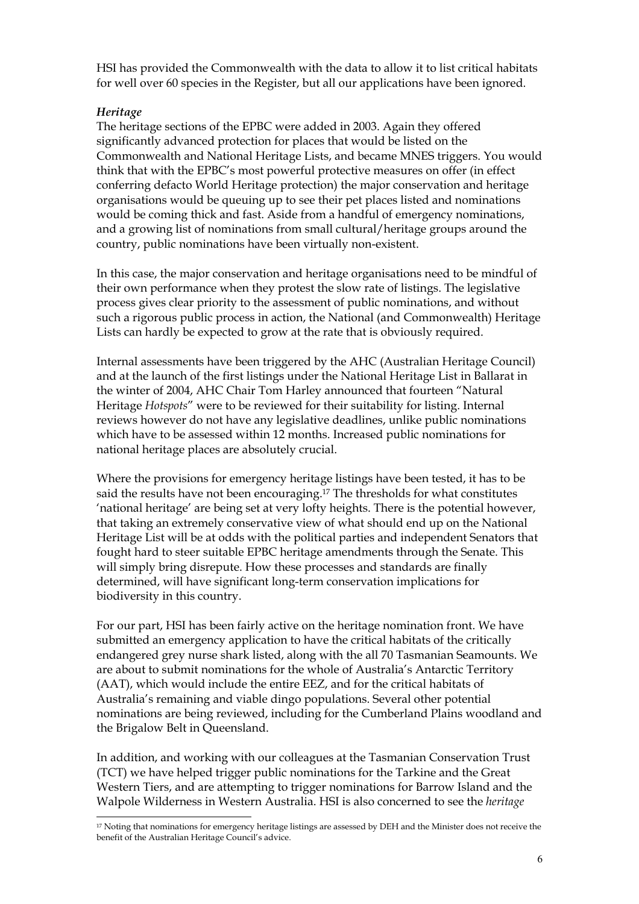HSI has provided the Commonwealth with the data to allow it to list critical habitats for well over 60 species in the Register, but all our applications have been ignored.

***Heritage***

The heritage sections of the EPBC were added in 2003. Again they offered significantly advanced protection for places that would be listed on the Commonwealth and National Heritage Lists, and became MNES triggers. You would think that with the EPBC's most powerful protective measures on offer (in effect conferring defacto World Heritage protection) the major conservation and heritage organisations would be queuing up to see their pet places listed and nominations would be coming thick and fast. Aside from a handful of emergency nominations, and a growing list of nominations from small cultural/heritage groups around the country, public nominations have been virtually non-existent.

In this case, the major conservation and heritage organisations need to be mindful of their own performance when they protest the slow rate of listings. The legislative process gives clear priority to the assessment of public nominations, and without such a rigorous public process in action, the National (and Commonwealth) Heritage Lists can hardly be expected to grow at the rate that is obviously required.

Internal assessments have been triggered by the AHC (Australian Heritage Council) and at the launch of the first listings under the National Heritage List in Ballarat in the winter of 2004, AHC Chair Tom Harley announced that fourteen "Natural Heritage *Hotspots*" were to be reviewed for their suitability for listing. Internal reviews however do not have any legislative deadlines, unlike public nominations which have to be assessed within 12 months. Increased public nominations for national heritage places are absolutely crucial.

Where the provisions for emergency heritage listings have been tested, it has to be said the results have not been encouraging.[17] The thresholds for what constitutes 'national heritage' are being set at very lofty heights. There is the potential however, that taking an extremely conservative view of what should end up on the National Heritage List will be at odds with the political parties and independent Senators that fought hard to steer suitable EPBC heritage amendments through the Senate. This will simply bring disrepute. How these processes and standards are finally determined, will have significant long-term conservation implications for biodiversity in this country.

For our part, HSI has been fairly active on the heritage nomination front. We have submitted an emergency application to have the critical habitats of the critically endangered grey nurse shark listed, along with the all 70 Tasmanian Seamounts. We are about to submit nominations for the whole of Australia's Antarctic Territory (AAT), which would include the entire EEZ, and for the critical habitats of Australia's remaining and viable dingo populations. Several other potential nominations are being reviewed, including for the Cumberland Plains woodland and the Brigalow Belt in Queensland.

In addition, and working with our colleagues at the Tasmanian Conservation Trust (TCT) we have helped trigger public nominations for the Tarkine and the Great Western Tiers, and are attempting to trigger nominations for Barrow Island and the Walpole Wilderness in Western Australia. HSI is also concerned to see the *heritage*

---

[17] Noting that nominations for emergency heritage listings are assessed by DEH and the Minister does not receive the benefit of the Australian Heritage Council's advice.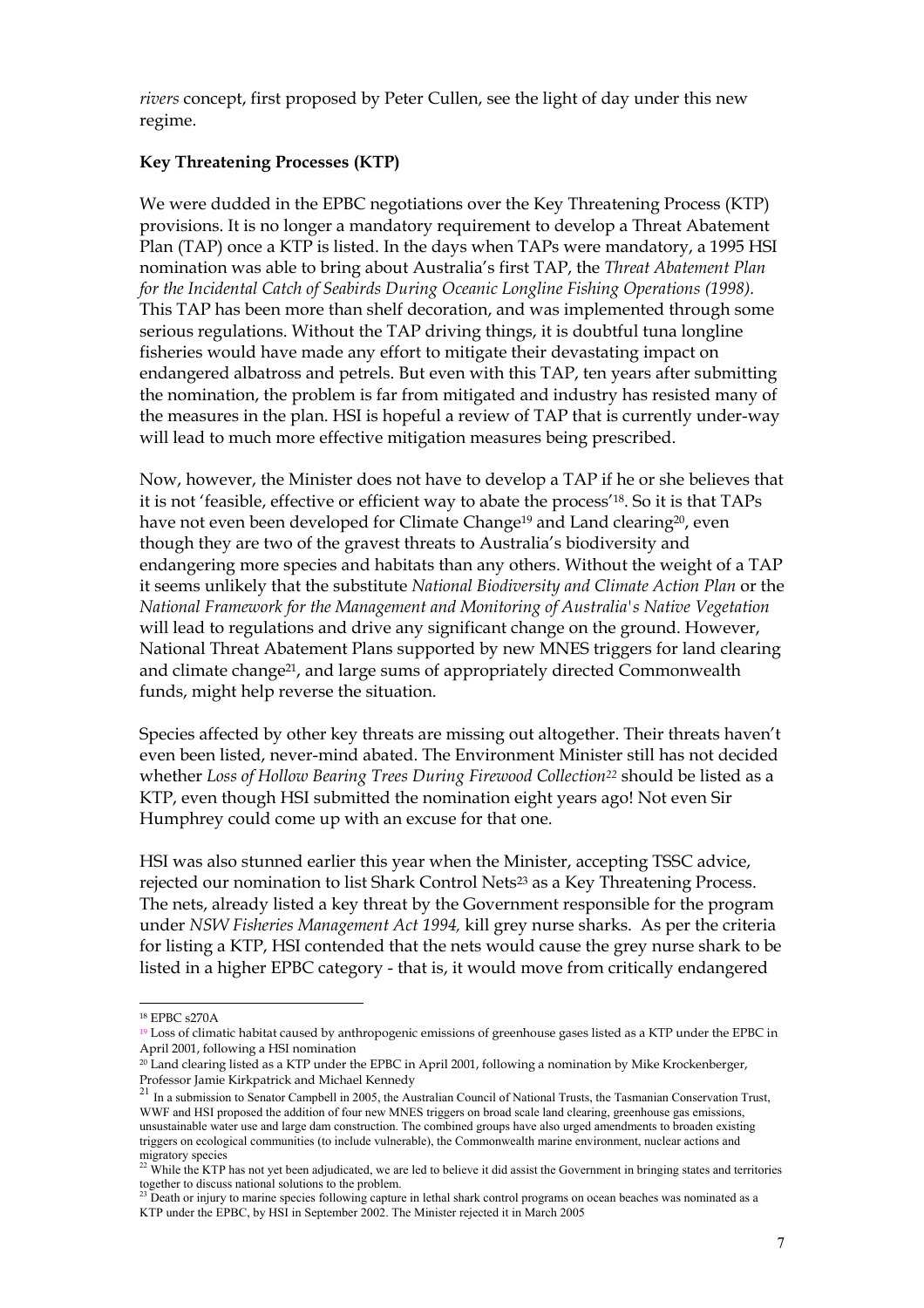*rivers* concept, first proposed by Peter Cullen, see the light of day under this new regime.

**Key Threatening Processes (KTP)**

We were dudded in the EPBC negotiations over the Key Threatening Process (KTP) provisions. It is no longer a mandatory requirement to develop a Threat Abatement Plan (TAP) once a KTP is listed. In the days when TAPs were mandatory, a 1995 HSI nomination was able to bring about Australia's first TAP, the *Threat Abatement Plan for the Incidental Catch of Seabirds During Oceanic Longline Fishing Operations (1998).* This TAP has been more than shelf decoration, and was implemented through some serious regulations. Without the TAP driving things, it is doubtful tuna longline fisheries would have made any effort to mitigate their devastating impact on endangered albatross and petrels. But even with this TAP, ten years after submitting the nomination, the problem is far from mitigated and industry has resisted many of the measures in the plan. HSI is hopeful a review of TAP that is currently under-way will lead to much more effective mitigation measures being prescribed.

Now, however, the Minister does not have to develop a TAP if he or she believes that it is not 'feasible, effective or efficient way to abate the process'[18]. So it is that TAPs have not even been developed for Climate Change[19] and Land clearing[20], even though they are two of the gravest threats to Australia's biodiversity and endangering more species and habitats than any others. Without the weight of a TAP it seems unlikely that the substitute *National Biodiversity and Climate Action Plan* or the *National Framework for the Management and Monitoring of Australia's Native Vegetation* will lead to regulations and drive any significant change on the ground. However, National Threat Abatement Plans supported by new MNES triggers for land clearing and climate change[21], and large sums of appropriately directed Commonwealth funds, might help reverse the situation.

Species affected by other key threats are missing out altogether. Their threats haven't even been listed, never-mind abated. The Environment Minister still has not decided whether *Loss of Hollow Bearing Trees During Firewood Collection*[22] should be listed as a KTP, even though HSI submitted the nomination eight years ago! Not even Sir Humphrey could come up with an excuse for that one.

HSI was also stunned earlier this year when the Minister, accepting TSSC advice, rejected our nomination to list Shark Control Nets[23] as a Key Threatening Process. The nets, already listed a key threat by the Government responsible for the program under *NSW Fisheries Management Act 1994,* kill grey nurse sharks. As per the criteria for listing a KTP, HSI contended that the nets would cause the grey nurse shark to be listed in a higher EPBC category - that is, it would move from critically endangered

---

[18] EPBC s270A

[19] Loss of climatic habitat caused by anthropogenic emissions of greenhouse gases listed as a KTP under the EPBC in April 2001, following a HSI nomination

[20] Land clearing listed as a KTP under the EPBC in April 2001, following a nomination by Mike Krockenberger, Professor Jamie Kirkpatrick and Michael Kennedy

[21] In a submission to Senator Campbell in 2005, the Australian Council of National Trusts, the Tasmanian Conservation Trust, WWF and HSI proposed the addition of four new MNES triggers on broad scale land clearing, greenhouse gas emissions, unsustainable water use and large dam construction. The combined groups have also urged amendments to broaden existing triggers on ecological communities (to include vulnerable), the Commonwealth marine environment, nuclear actions and migratory species

[22] While the KTP has not yet been adjudicated, we are led to believe it did assist the Government in bringing states and territories together to discuss national solutions to the problem.

[23] Death or injury to marine species following capture in lethal shark control programs on ocean beaches was nominated as a KTP under the EPBC, by HSI in September 2002. The Minister rejected it in March 2005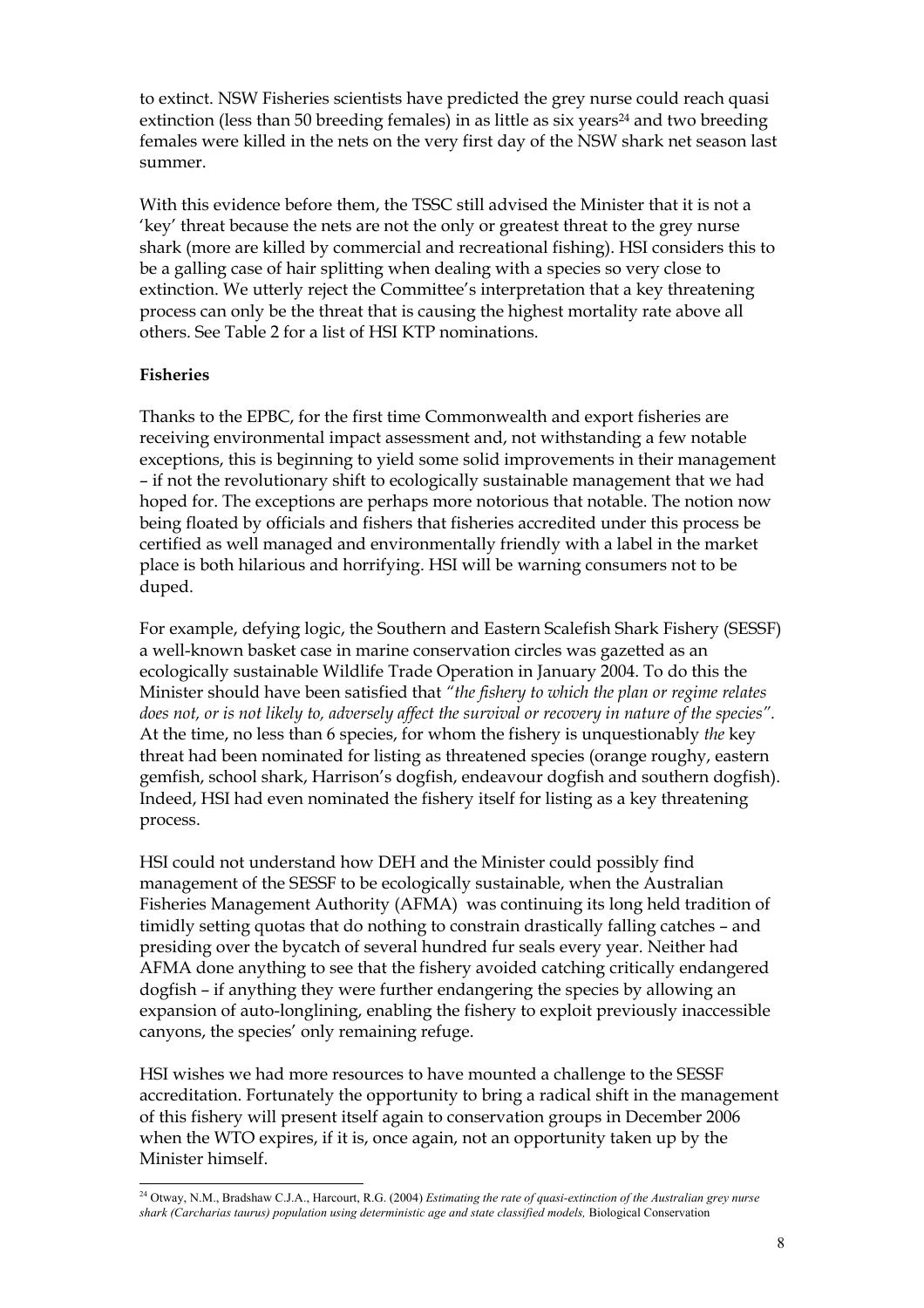to extinct. NSW Fisheries scientists have predicted the grey nurse could reach quasi extinction (less than 50 breeding females) in as little as six years[24] and two breeding females were killed in the nets on the very first day of the NSW shark net season last summer.

With this evidence before them, the TSSC still advised the Minister that it is not a 'key' threat because the nets are not the only or greatest threat to the grey nurse shark (more are killed by commercial and recreational fishing). HSI considers this to be a galling case of hair splitting when dealing with a species so very close to extinction. We utterly reject the Committee's interpretation that a key threatening process can only be the threat that is causing the highest mortality rate above all others. See Table 2 for a list of HSI KTP nominations.

**Fisheries**

Thanks to the EPBC, for the first time Commonwealth and export fisheries are receiving environmental impact assessment and, not withstanding a few notable exceptions, this is beginning to yield some solid improvements in their management – if not the revolutionary shift to ecologically sustainable management that we had hoped for. The exceptions are perhaps more notorious that notable. The notion now being floated by officials and fishers that fisheries accredited under this process be certified as well managed and environmentally friendly with a label in the market place is both hilarious and horrifying. HSI will be warning consumers not to be duped.

For example, defying logic, the Southern and Eastern Scalefish Shark Fishery (SESSF) a well-known basket case in marine conservation circles was gazetted as an ecologically sustainable Wildlife Trade Operation in January 2004. To do this the Minister should have been satisfied that *"the fishery to which the plan or regime relates does not, or is not likely to, adversely affect the survival or recovery in nature of the species"*. At the time, no less than 6 species, for whom the fishery is unquestionably *the* key threat had been nominated for listing as threatened species (orange roughy, eastern gemfish, school shark, Harrison's dogfish, endeavour dogfish and southern dogfish). Indeed, HSI had even nominated the fishery itself for listing as a key threatening process.

HSI could not understand how DEH and the Minister could possibly find management of the SESSF to be ecologically sustainable, when the Australian Fisheries Management Authority (AFMA) was continuing its long held tradition of timidly setting quotas that do nothing to constrain drastically falling catches – and presiding over the bycatch of several hundred fur seals every year. Neither had AFMA done anything to see that the fishery avoided catching critically endangered dogfish – if anything they were further endangering the species by allowing an expansion of auto-longlining, enabling the fishery to exploit previously inaccessible canyons, the species' only remaining refuge.

HSI wishes we had more resources to have mounted a challenge to the SESSF accreditation. Fortunately the opportunity to bring a radical shift in the management of this fishery will present itself again to conservation groups in December 2006 when the WTO expires, if it is, once again, not an opportunity taken up by the Minister himself.

---

[24] Otway, N.M., Bradshaw C.J.A., Harcourt, R.G. (2004) *Estimating the rate of quasi-extinction of the Australian grey nurse shark (Carcharias taurus) population using deterministic age and state classified models,* Biological Conservation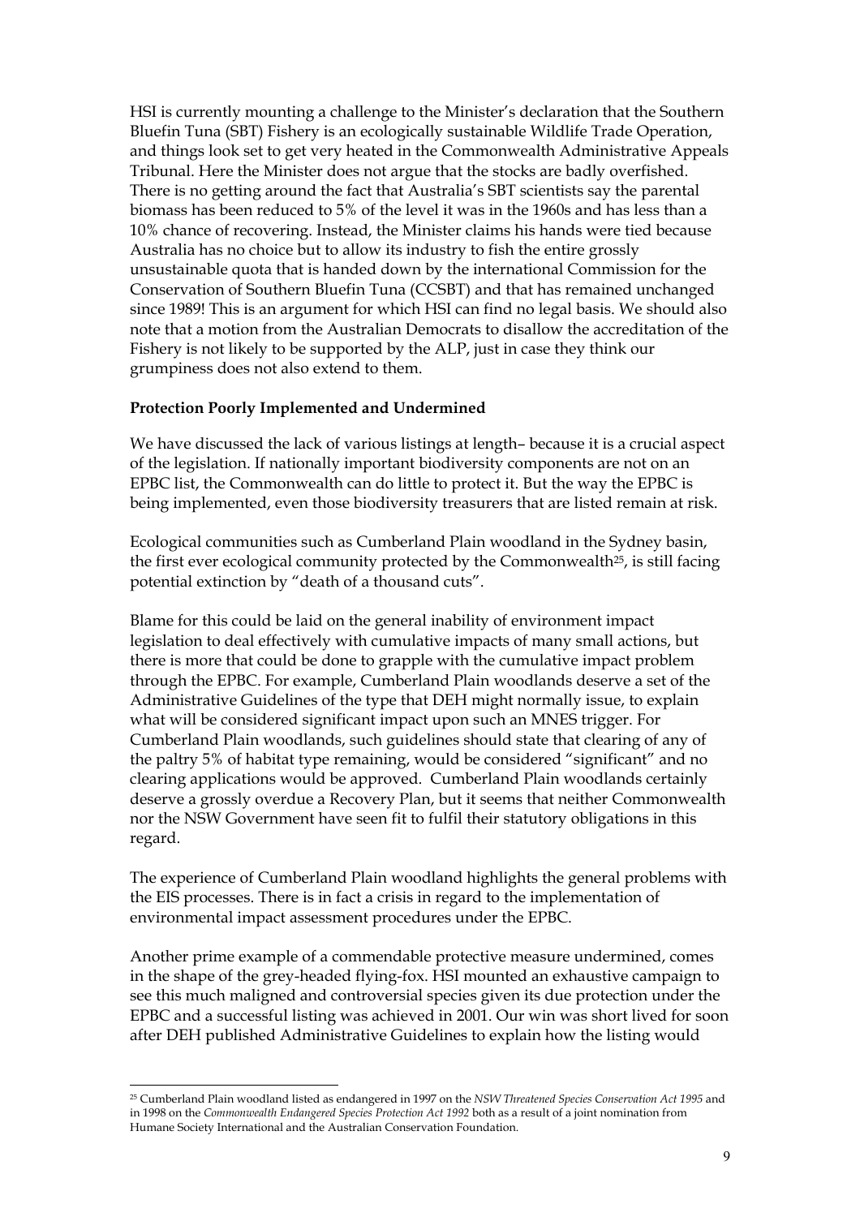HSI is currently mounting a challenge to the Minister's declaration that the Southern Bluefin Tuna (SBT) Fishery is an ecologically sustainable Wildlife Trade Operation, and things look set to get very heated in the Commonwealth Administrative Appeals Tribunal. Here the Minister does not argue that the stocks are badly overfished. There is no getting around the fact that Australia's SBT scientists say the parental biomass has been reduced to 5% of the level it was in the 1960s and has less than a 10% chance of recovering. Instead, the Minister claims his hands were tied because Australia has no choice but to allow its industry to fish the entire grossly unsustainable quota that is handed down by the international Commission for the Conservation of Southern Bluefin Tuna (CCSBT) and that has remained unchanged since 1989! This is an argument for which HSI can find no legal basis. We should also note that a motion from the Australian Democrats to disallow the accreditation of the Fishery is not likely to be supported by the ALP, just in case they think our grumpiness does not also extend to them.

**Protection Poorly Implemented and Undermined**

We have discussed the lack of various listings at length– because it is a crucial aspect of the legislation. If nationally important biodiversity components are not on an EPBC list, the Commonwealth can do little to protect it. But the way the EPBC is being implemented, even those biodiversity treasurers that are listed remain at risk.

Ecological communities such as Cumberland Plain woodland in the Sydney basin, the first ever ecological community protected by the Commonwealth[25], is still facing potential extinction by "death of a thousand cuts".

Blame for this could be laid on the general inability of environment impact legislation to deal effectively with cumulative impacts of many small actions, but there is more that could be done to grapple with the cumulative impact problem through the EPBC. For example, Cumberland Plain woodlands deserve a set of the Administrative Guidelines of the type that DEH might normally issue, to explain what will be considered significant impact upon such an MNES trigger. For Cumberland Plain woodlands, such guidelines should state that clearing of any of the paltry 5% of habitat type remaining, would be considered "significant" and no clearing applications would be approved. Cumberland Plain woodlands certainly deserve a grossly overdue a Recovery Plan, but it seems that neither Commonwealth nor the NSW Government have seen fit to fulfil their statutory obligations in this regard.

The experience of Cumberland Plain woodland highlights the general problems with the EIS processes. There is in fact a crisis in regard to the implementation of environmental impact assessment procedures under the EPBC.

Another prime example of a commendable protective measure undermined, comes in the shape of the grey-headed flying-fox. HSI mounted an exhaustive campaign to see this much maligned and controversial species given its due protection under the EPBC and a successful listing was achieved in 2001. Our win was short lived for soon after DEH published Administrative Guidelines to explain how the listing would

---

[25] Cumberland Plain woodland listed as endangered in 1997 on the *NSW Threatened Species Conservation Act 1995* and in 1998 on the *Commonwealth Endangered Species Protection Act 1992* both as a result of a joint nomination from Humane Society International and the Australian Conservation Foundation.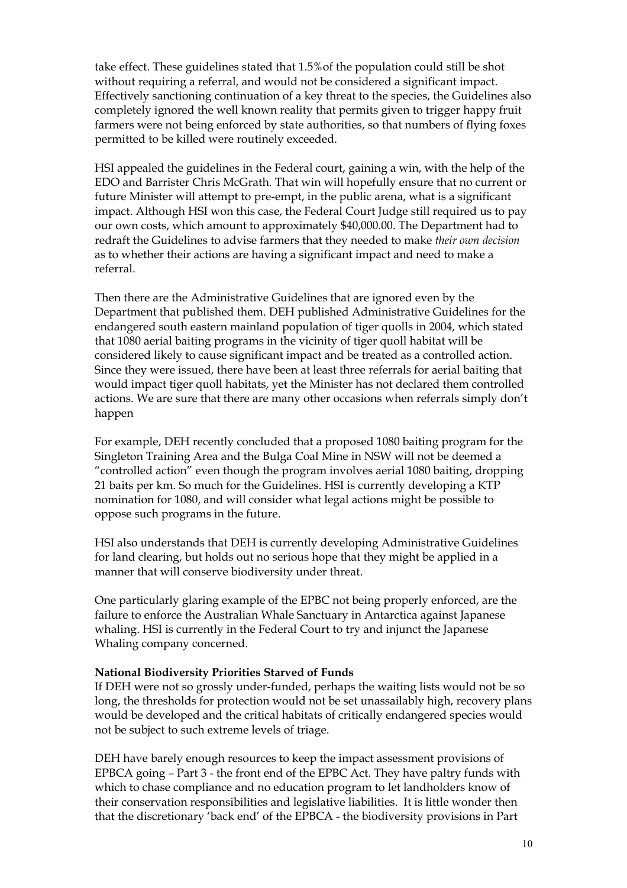take effect. These guidelines stated that 1.5%of the population could still be shot without requiring a referral, and would not be considered a significant impact. Effectively sanctioning continuation of a key threat to the species, the Guidelines also completely ignored the well known reality that permits given to trigger happy fruit farmers were not being enforced by state authorities, so that numbers of flying foxes permitted to be killed were routinely exceeded.

HSI appealed the guidelines in the Federal court, gaining a win, with the help of the EDO and Barrister Chris McGrath. That win will hopefully ensure that no current or future Minister will attempt to pre-empt, in the public arena, what is a significant impact. Although HSI won this case, the Federal Court Judge still required us to pay our own costs, which amount to approximately $40,000.00. The Department had to redraft the Guidelines to advise farmers that they needed to make *their own decision* as to whether their actions are having a significant impact and need to make a referral.

Then there are the Administrative Guidelines that are ignored even by the Department that published them. DEH published Administrative Guidelines for the endangered south eastern mainland population of tiger quolls in 2004, which stated that 1080 aerial baiting programs in the vicinity of tiger quoll habitat will be considered likely to cause significant impact and be treated as a controlled action. Since they were issued, there have been at least three referrals for aerial baiting that would impact tiger quoll habitats, yet the Minister has not declared them controlled actions. We are sure that there are many other occasions when referrals simply don't happen

For example, DEH recently concluded that a proposed 1080 baiting program for the Singleton Training Area and the Bulga Coal Mine in NSW will not be deemed a "controlled action" even though the program involves aerial 1080 baiting, dropping 21 baits per km. So much for the Guidelines. HSI is currently developing a KTP nomination for 1080, and will consider what legal actions might be possible to oppose such programs in the future.

HSI also understands that DEH is currently developing Administrative Guidelines for land clearing, but holds out no serious hope that they might be applied in a manner that will conserve biodiversity under threat.

One particularly glaring example of the EPBC not being properly enforced, are the failure to enforce the Australian Whale Sanctuary in Antarctica against Japanese whaling. HSI is currently in the Federal Court to try and injunct the Japanese Whaling company concerned.

**National Biodiversity Priorities Starved of Funds**

If DEH were not so grossly under-funded, perhaps the waiting lists would not be so long, the thresholds for protection would not be set unassailably high, recovery plans would be developed and the critical habitats of critically endangered species would not be subject to such extreme levels of triage.

DEH have barely enough resources to keep the impact assessment provisions of EPBCA going – Part 3 - the front end of the EPBC Act. They have paltry funds with which to chase compliance and no education program to let landholders know of their conservation responsibilities and legislative liabilities. It is little wonder then that the discretionary 'back end' of the EPBCA - the biodiversity provisions in Part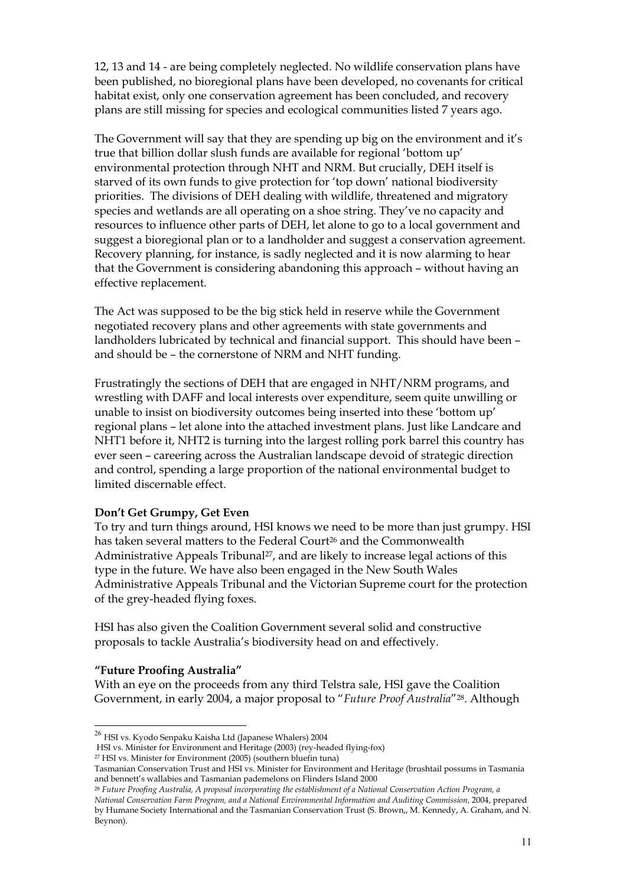12, 13 and 14 - are being completely neglected. No wildlife conservation plans have been published, no bioregional plans have been developed, no covenants for critical habitat exist, only one conservation agreement has been concluded, and recovery plans are still missing for species and ecological communities listed 7 years ago.

The Government will say that they are spending up big on the environment and it's true that billion dollar slush funds are available for regional 'bottom up' environmental protection through NHT and NRM. But crucially, DEH itself is starved of its own funds to give protection for 'top down' national biodiversity priorities. The divisions of DEH dealing with wildlife, threatened and migratory species and wetlands are all operating on a shoe string. They've no capacity and resources to influence other parts of DEH, let alone to go to a local government and suggest a bioregional plan or to a landholder and suggest a conservation agreement. Recovery planning, for instance, is sadly neglected and it is now alarming to hear that the Government is considering abandoning this approach – without having an effective replacement.

The Act was supposed to be the big stick held in reserve while the Government negotiated recovery plans and other agreements with state governments and landholders lubricated by technical and financial support. This should have been – and should be – the cornerstone of NRM and NHT funding.

Frustratingly the sections of DEH that are engaged in NHT/NRM programs, and wrestling with DAFF and local interests over expenditure, seem quite unwilling or unable to insist on biodiversity outcomes being inserted into these 'bottom up' regional plans – let alone into the attached investment plans. Just like Landcare and NHT1 before it, NHT2 is turning into the largest rolling pork barrel this country has ever seen – careering across the Australian landscape devoid of strategic direction and control, spending a large proportion of the national environmental budget to limited discernable effect.

**Don't Get Grumpy, Get Even**

To try and turn things around, HSI knows we need to be more than just grumpy. HSI has taken several matters to the Federal Court[26] and the Commonwealth Administrative Appeals Tribunal[27], and are likely to increase legal actions of this type in the future. We have also been engaged in the New South Wales Administrative Appeals Tribunal and the Victorian Supreme court for the protection of the grey-headed flying foxes.

HSI has also given the Coalition Government several solid and constructive proposals to tackle Australia's biodiversity head on and effectively.

**"Future Proofing Australia"**

With an eye on the proceeds from any third Telstra sale, HSI gave the Coalition Government, in early 2004, a major proposal to "*Future Proof Australia*"[28]. Although

---

[26] HSI vs. Kyodo Senpaku Kaisha Ltd (Japanese Whalers) 2004
HSI vs. Minister for Environment and Heritage (2003) (rey-headed flying-fox)

[27] HSI vs. Minister for Environment (2005) (southern bluefin tuna)
Tasmanian Conservation Trust and HSI vs. Minister for Environment and Heritage (brushtail possums in Tasmania and bennett's wallabies and Tasmanian pademelons on Flinders Island 2000

[28] *Future Proofing Australia, A proposal incorporating the establishment of a National Conservation Action Program, a National Conservation Farm Program, and a National Environmental Information and Auditing Commission,* 2004, prepared by Humane Society International and the Tasmanian Conservation Trust (S. Brown,, M. Kennedy, A. Graham, and N. Beynon).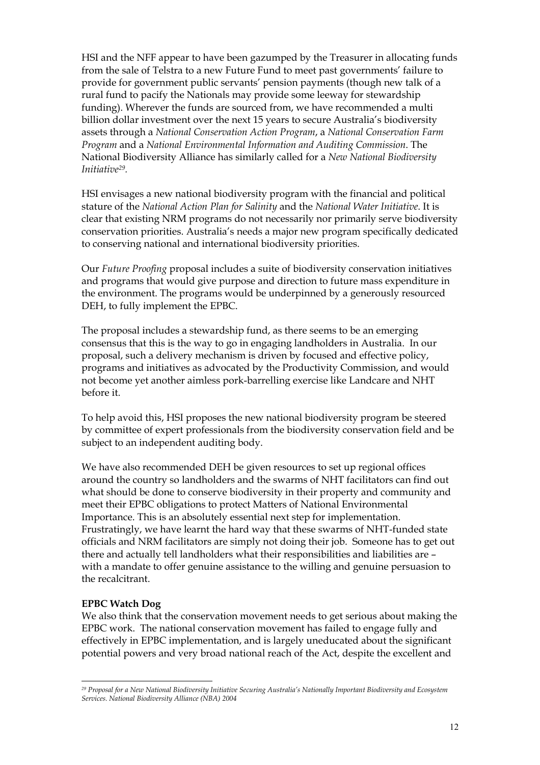HSI and the NFF appear to have been gazumped by the Treasurer in allocating funds from the sale of Telstra to a new Future Fund to meet past governments' failure to provide for government public servants' pension payments (though new talk of a rural fund to pacify the Nationals may provide some leeway for stewardship funding). Wherever the funds are sourced from, we have recommended a multi billion dollar investment over the next 15 years to secure Australia's biodiversity assets through a *National Conservation Action Program*, a *National Conservation Farm Program* and a *National Environmental Information and Auditing Commission*. The National Biodiversity Alliance has similarly called for a *New National Biodiversity Initiative*[29].

HSI envisages a new national biodiversity program with the financial and political stature of the *National Action Plan for Salinity* and the *National Water Initiative*. It is clear that existing NRM programs do not necessarily nor primarily serve biodiversity conservation priorities. Australia's needs a major new program specifically dedicated to conserving national and international biodiversity priorities.

Our *Future Proofing* proposal includes a suite of biodiversity conservation initiatives and programs that would give purpose and direction to future mass expenditure in the environment. The programs would be underpinned by a generously resourced DEH, to fully implement the EPBC.

The proposal includes a stewardship fund, as there seems to be an emerging consensus that this is the way to go in engaging landholders in Australia. In our proposal, such a delivery mechanism is driven by focused and effective policy, programs and initiatives as advocated by the Productivity Commission, and would not become yet another aimless pork-barrelling exercise like Landcare and NHT before it.

To help avoid this, HSI proposes the new national biodiversity program be steered by committee of expert professionals from the biodiversity conservation field and be subject to an independent auditing body.

We have also recommended DEH be given resources to set up regional offices around the country so landholders and the swarms of NHT facilitators can find out what should be done to conserve biodiversity in their property and community and meet their EPBC obligations to protect Matters of National Environmental Importance. This is an absolutely essential next step for implementation. Frustratingly, we have learnt the hard way that these swarms of NHT-funded state officials and NRM facilitators are simply not doing their job. Someone has to get out there and actually tell landholders what their responsibilities and liabilities are – with a mandate to offer genuine assistance to the willing and genuine persuasion to the recalcitrant.

**EPBC Watch Dog**

We also think that the conservation movement needs to get serious about making the EPBC work. The national conservation movement has failed to engage fully and effectively in EPBC implementation, and is largely uneducated about the significant potential powers and very broad national reach of the Act, despite the excellent and

[29] *Proposal for a New National Biodiversity Initiative Securing Australia's Nationally Important Biodiversity and Ecosystem Services. National Biodiversity Alliance (NBA) 2004*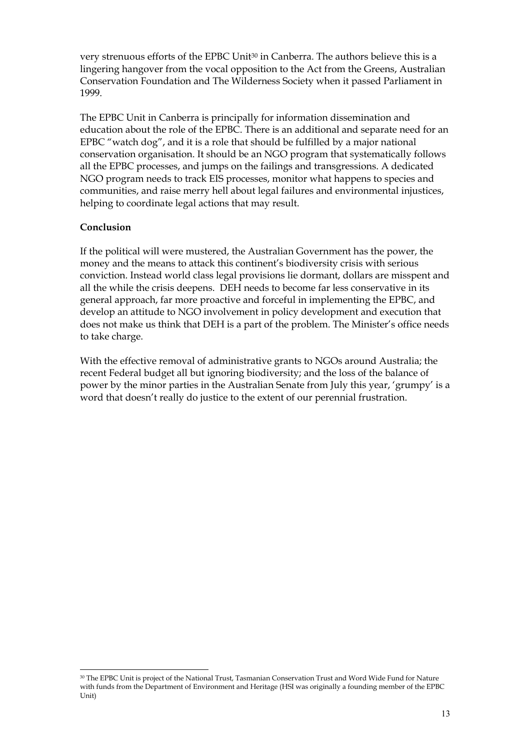very strenuous efforts of the EPBC Unit[30] in Canberra. The authors believe this is a lingering hangover from the vocal opposition to the Act from the Greens, Australian Conservation Foundation and The Wilderness Society when it passed Parliament in 1999.

The EPBC Unit in Canberra is principally for information dissemination and education about the role of the EPBC. There is an additional and separate need for an EPBC "watch dog", and it is a role that should be fulfilled by a major national conservation organisation. It should be an NGO program that systematically follows all the EPBC processes, and jumps on the failings and transgressions. A dedicated NGO program needs to track EIS processes, monitor what happens to species and communities, and raise merry hell about legal failures and environmental injustices, helping to coordinate legal actions that may result.

**Conclusion**

If the political will were mustered, the Australian Government has the power, the money and the means to attack this continent's biodiversity crisis with serious conviction. Instead world class legal provisions lie dormant, dollars are misspent and all the while the crisis deepens. DEH needs to become far less conservative in its general approach, far more proactive and forceful in implementing the EPBC, and develop an attitude to NGO involvement in policy development and execution that does not make us think that DEH is a part of the problem. The Minister's office needs to take charge.

With the effective removal of administrative grants to NGOs around Australia; the recent Federal budget all but ignoring biodiversity; and the loss of the balance of power by the minor parties in the Australian Senate from July this year, 'grumpy' is a word that doesn't really do justice to the extent of our perennial frustration.

[30] The EPBC Unit is project of the National Trust, Tasmanian Conservation Trust and Word Wide Fund for Nature with funds from the Department of Environment and Heritage (HSI was originally a founding member of the EPBC Unit)